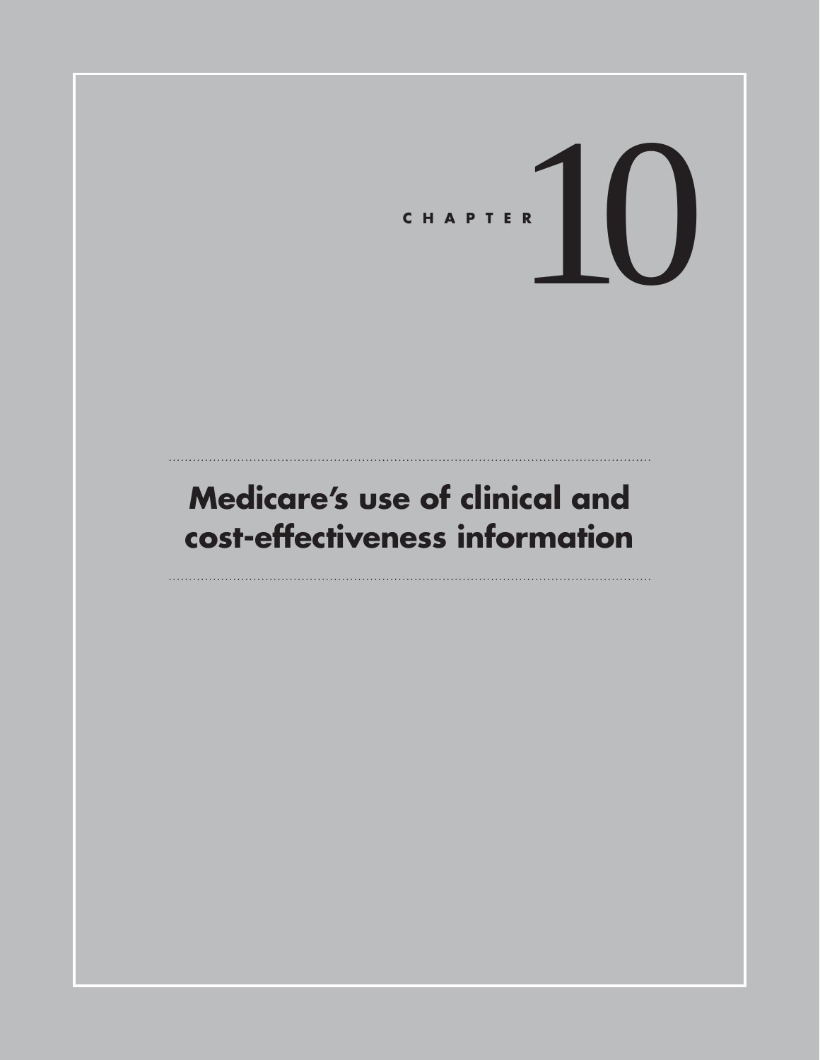CHAPTER 10

# Medicare's use of clinical and cost-effectiveness information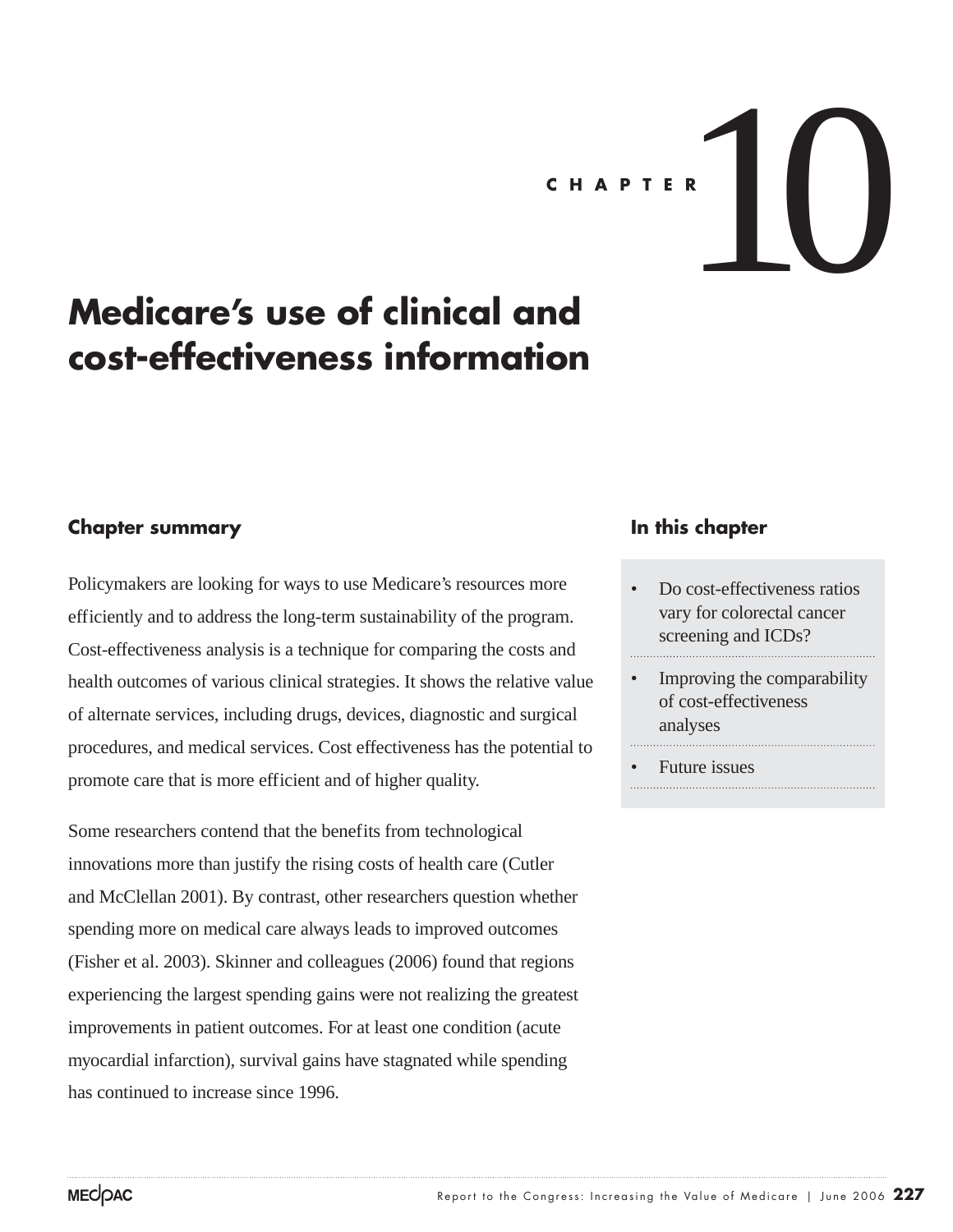# CHAPTER 10

# Medicare's use of clinical and cost-effectiveness information

## Chapter summary

Policymakers are looking for ways to use Medicare's resources more efficiently and to address the long-term sustainability of the program. Cost-effectiveness analysis is a technique for comparing the costs and health outcomes of various clinical strategies. It shows the relative value of alternate services, including drugs, devices, diagnostic and surgical procedures, and medical services. Cost effectiveness has the potential to promote care that is more efficient and of higher quality.

Some researchers contend that the benefits from technological innovations more than justify the rising costs of health care (Cutler and McClellan 2001). By contrast, other researchers question whether spending more on medical care always leads to improved outcomes (Fisher et al. 2003). Skinner and colleagues (2006) found that regions experiencing the largest spending gains were not realizing the greatest improvements in patient outcomes. For at least one condition (acute myocardial infarction), survival gains have stagnated while spending has continued to increase since 1996.

## In this chapter

- Do cost-effectiveness ratios vary for colorectal cancer screening and ICDs?
- Improving the comparability of cost-effectiveness analyses
- Future issues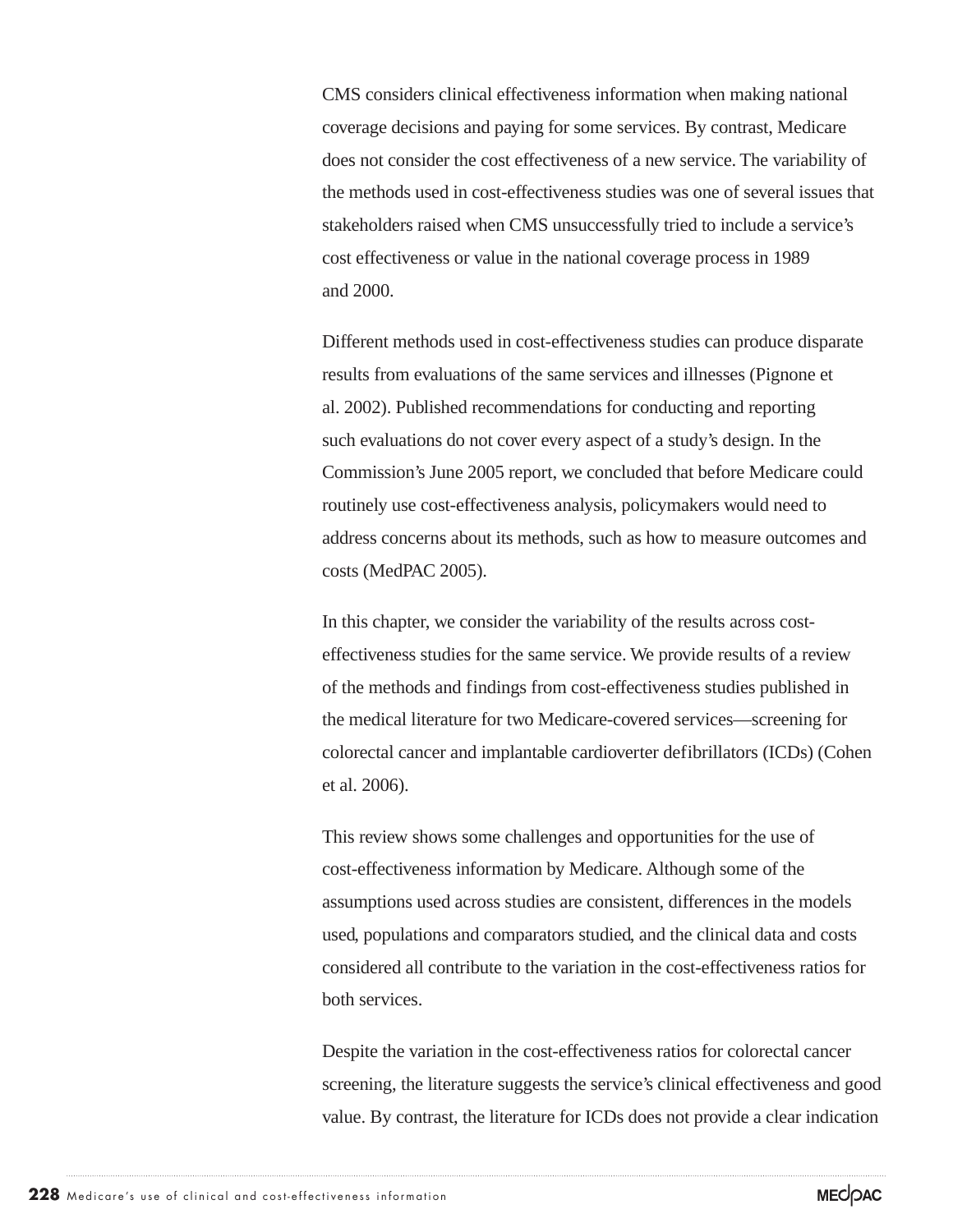CMS considers clinical effectiveness information when making national coverage decisions and paying for some services. By contrast, Medicare does not consider the cost effectiveness of a new service. The variability of the methods used in cost-effectiveness studies was one of several issues that stakeholders raised when CMS unsuccessfully tried to include a service's cost effectiveness or value in the national coverage process in 1989 and 2000.

Different methods used in cost-effectiveness studies can produce disparate results from evaluations of the same services and illnesses (Pignone et al. 2002). Published recommendations for conducting and reporting such evaluations do not cover every aspect of a study's design. In the Commission's June 2005 report, we concluded that before Medicare could routinely use cost-effectiveness analysis, policymakers would need to address concerns about its methods, such as how to measure outcomes and costs (MedPAC 2005).

In this chapter, we consider the variability of the results across cost-effectiveness studies for the same service. We provide results of a review of the methods and findings from cost-effectiveness studies published in the medical literature for two Medicare-covered services—screening for colorectal cancer and implantable cardioverter defibrillators (ICDs) (Cohen et al. 2006).

This review shows some challenges and opportunities for the use of cost-effectiveness information by Medicare. Although some of the assumptions used across studies are consistent, differences in the models used, populations and comparators studied, and the clinical data and costs considered all contribute to the variation in the cost-effectiveness ratios for both services.

Despite the variation in the cost-effectiveness ratios for colorectal cancer screening, the literature suggests the service's clinical effectiveness and good value. By contrast, the literature for ICDs does not provide a clear indication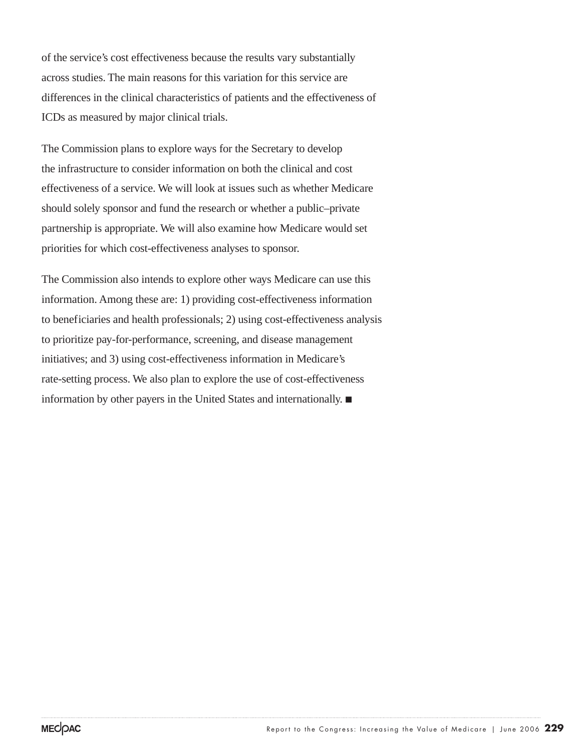of the service's cost effectiveness because the results vary substantially across studies. The main reasons for this variation for this service are differences in the clinical characteristics of patients and the effectiveness of ICDs as measured by major clinical trials.

The Commission plans to explore ways for the Secretary to develop the infrastructure to consider information on both the clinical and cost effectiveness of a service. We will look at issues such as whether Medicare should solely sponsor and fund the research or whether a public–private partnership is appropriate. We will also examine how Medicare would set priorities for which cost-effectiveness analyses to sponsor.

The Commission also intends to explore other ways Medicare can use this information. Among these are: 1) providing cost-effectiveness information to beneficiaries and health professionals; 2) using cost-effectiveness analysis to prioritize pay-for-performance, screening, and disease management initiatives; and 3) using cost-effectiveness information in Medicare's rate-setting process. We also plan to explore the use of cost-effectiveness information by other payers in the United States and internationally. ■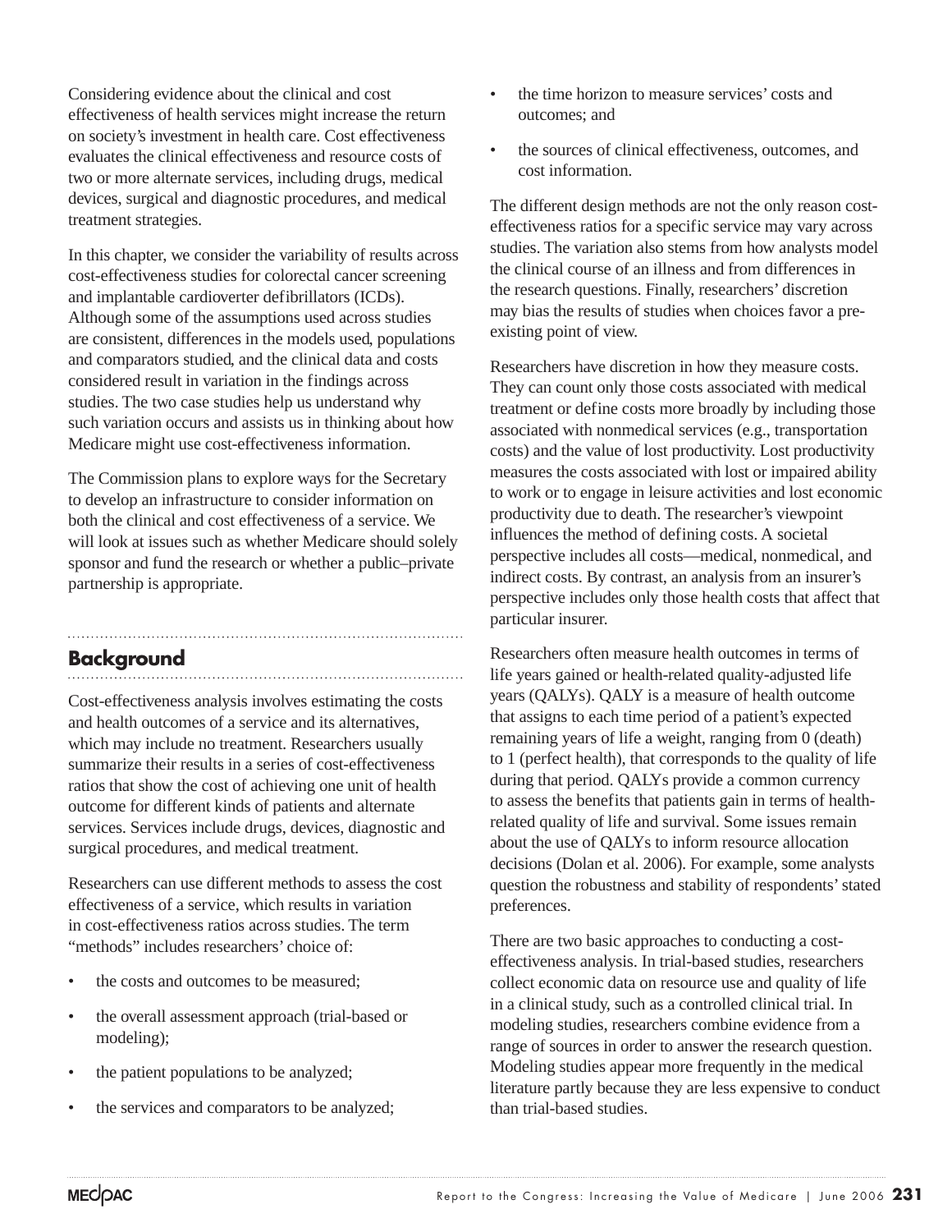Considering evidence about the clinical and cost effectiveness of health services might increase the return on society's investment in health care. Cost effectiveness evaluates the clinical effectiveness and resource costs of two or more alternate services, including drugs, medical devices, surgical and diagnostic procedures, and medical treatment strategies.

In this chapter, we consider the variability of results across cost-effectiveness studies for colorectal cancer screening and implantable cardioverter defibrillators (ICDs). Although some of the assumptions used across studies are consistent, differences in the models used, populations and comparators studied, and the clinical data and costs considered result in variation in the findings across studies. The two case studies help us understand why such variation occurs and assists us in thinking about how Medicare might use cost-effectiveness information.

The Commission plans to explore ways for the Secretary to develop an infrastructure to consider information on both the clinical and cost effectiveness of a service. We will look at issues such as whether Medicare should solely sponsor and fund the research or whether a public–private partnership is appropriate.

## Background

Cost-effectiveness analysis involves estimating the costs and health outcomes of a service and its alternatives, which may include no treatment. Researchers usually summarize their results in a series of cost-effectiveness ratios that show the cost of achieving one unit of health outcome for different kinds of patients and alternate services. Services include drugs, devices, diagnostic and surgical procedures, and medical treatment.

Researchers can use different methods to assess the cost effectiveness of a service, which results in variation in cost-effectiveness ratios across studies. The term "methods" includes researchers' choice of:

- the costs and outcomes to be measured;
- the overall assessment approach (trial-based or modeling);
- the patient populations to be analyzed;
- the services and comparators to be analyzed;
- the time horizon to measure services' costs and outcomes; and
- the sources of clinical effectiveness, outcomes, and cost information.

The different design methods are not the only reason cost-effectiveness ratios for a specific service may vary across studies. The variation also stems from how analysts model the clinical course of an illness and from differences in the research questions. Finally, researchers' discretion may bias the results of studies when choices favor a pre-existing point of view.

Researchers have discretion in how they measure costs. They can count only those costs associated with medical treatment or define costs more broadly by including those associated with nonmedical services (e.g., transportation costs) and the value of lost productivity. Lost productivity measures the costs associated with lost or impaired ability to work or to engage in leisure activities and lost economic productivity due to death. The researcher's viewpoint influences the method of defining costs. A societal perspective includes all costs—medical, nonmedical, and indirect costs. By contrast, an analysis from an insurer's perspective includes only those health costs that affect that particular insurer.

Researchers often measure health outcomes in terms of life years gained or health-related quality-adjusted life years (QALYs). QALY is a measure of health outcome that assigns to each time period of a patient's expected remaining years of life a weight, ranging from 0 (death) to 1 (perfect health), that corresponds to the quality of life during that period. QALYs provide a common currency to assess the benefits that patients gain in terms of health-related quality of life and survival. Some issues remain about the use of QALYs to inform resource allocation decisions (Dolan et al. 2006). For example, some analysts question the robustness and stability of respondents' stated preferences.

There are two basic approaches to conducting a cost-effectiveness analysis. In trial-based studies, researchers collect economic data on resource use and quality of life in a clinical study, such as a controlled clinical trial. In modeling studies, researchers combine evidence from a range of sources in order to answer the research question. Modeling studies appear more frequently in the medical literature partly because they are less expensive to conduct than trial-based studies.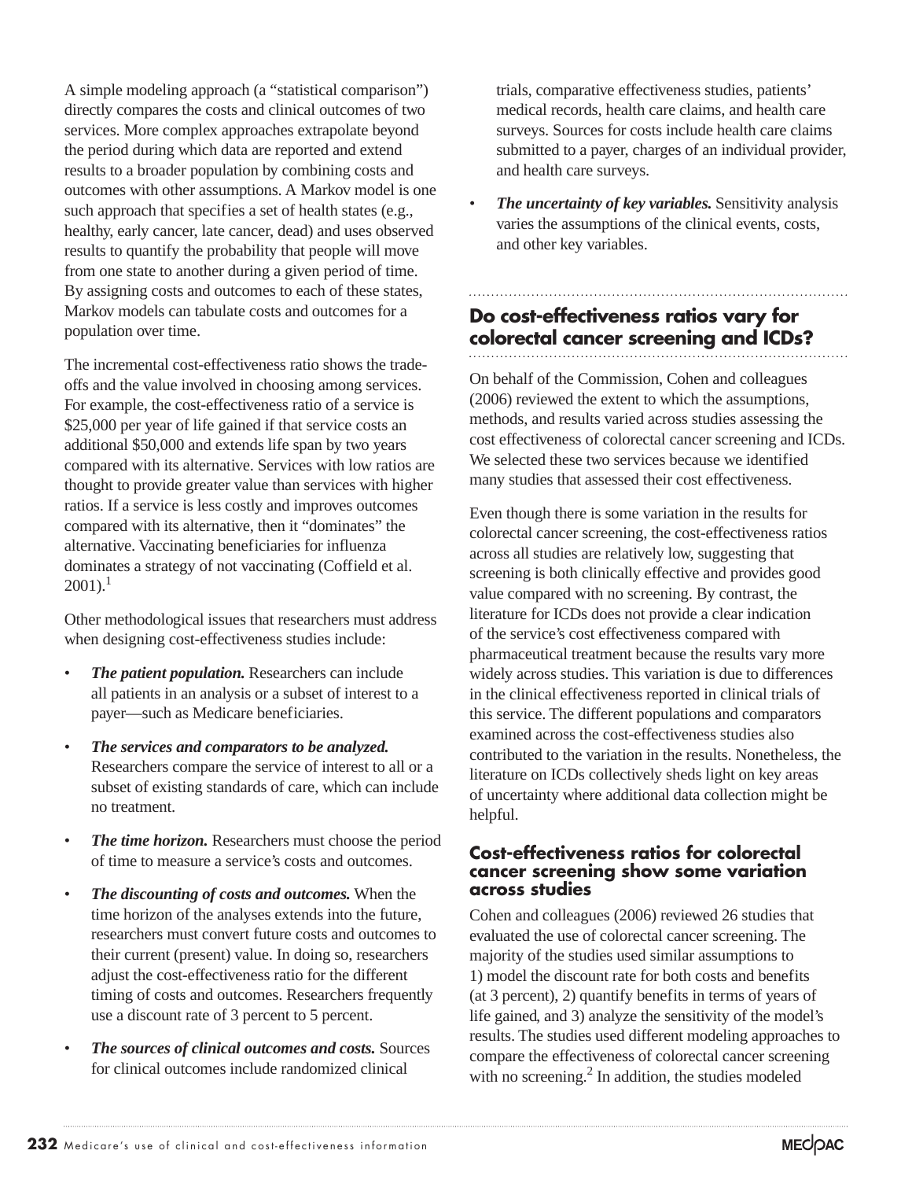A simple modeling approach (a "statistical comparison") directly compares the costs and clinical outcomes of two services. More complex approaches extrapolate beyond the period during which data are reported and extend results to a broader population by combining costs and outcomes with other assumptions. A Markov model is one such approach that specifies a set of health states (e.g., healthy, early cancer, late cancer, dead) and uses observed results to quantify the probability that people will move from one state to another during a given period of time. By assigning costs and outcomes to each of these states, Markov models can tabulate costs and outcomes for a population over time.

The incremental cost-effectiveness ratio shows the trade-offs and the value involved in choosing among services. For example, the cost-effectiveness ratio of a service is $25,000 per year of life gained if that service costs an additional $50,000 and extends life span by two years compared with its alternative. Services with low ratios are thought to provide greater value than services with higher ratios. If a service is less costly and improves outcomes compared with its alternative, then it "dominates" the alternative. Vaccinating beneficiaries for influenza dominates a strategy of not vaccinating (Coffield et al. 2001).[1]

Other methodological issues that researchers must address when designing cost-effectiveness studies include:

- ***The patient population.*** Researchers can include all patients in an analysis or a subset of interest to a payer—such as Medicare beneficiaries.
- ***The services and comparators to be analyzed.*** Researchers compare the service of interest to all or a subset of existing standards of care, which can include no treatment.
- ***The time horizon.*** Researchers must choose the period of time to measure a service's costs and outcomes.
- ***The discounting of costs and outcomes.*** When the time horizon of the analyses extends into the future, researchers must convert future costs and outcomes to their current (present) value. In doing so, researchers adjust the cost-effectiveness ratio for the different timing of costs and outcomes. Researchers frequently use a discount rate of 3 percent to 5 percent.
- ***The sources of clinical outcomes and costs.*** Sources for clinical outcomes include randomized clinical trials, comparative effectiveness studies, patients' medical records, health care claims, and health care surveys. Sources for costs include health care claims submitted to a payer, charges of an individual provider, and health care surveys.
- ***The uncertainty of key variables.*** Sensitivity analysis varies the assumptions of the clinical events, costs, and other key variables.

## Do cost-effectiveness ratios vary for colorectal cancer screening and ICDs?

On behalf of the Commission, Cohen and colleagues (2006) reviewed the extent to which the assumptions, methods, and results varied across studies assessing the cost effectiveness of colorectal cancer screening and ICDs. We selected these two services because we identified many studies that assessed their cost effectiveness.

Even though there is some variation in the results for colorectal cancer screening, the cost-effectiveness ratios across all studies are relatively low, suggesting that screening is both clinically effective and provides good value compared with no screening. By contrast, the literature for ICDs does not provide a clear indication of the service's cost effectiveness compared with pharmaceutical treatment because the results vary more widely across studies. This variation is due to differences in the clinical effectiveness reported in clinical trials of this service. The different populations and comparators examined across the cost-effectiveness studies also contributed to the variation in the results. Nonetheless, the literature on ICDs collectively sheds light on key areas of uncertainty where additional data collection might be helpful.

### Cost-effectiveness ratios for colorectal cancer screening show some variation across studies

Cohen and colleagues (2006) reviewed 26 studies that evaluated the use of colorectal cancer screening. The majority of the studies used similar assumptions to 1) model the discount rate for both costs and benefits (at 3 percent), 2) quantify benefits in terms of years of life gained, and 3) analyze the sensitivity of the model's results. The studies used different modeling approaches to compare the effectiveness of colorectal cancer screening with no screening.[2] In addition, the studies modeled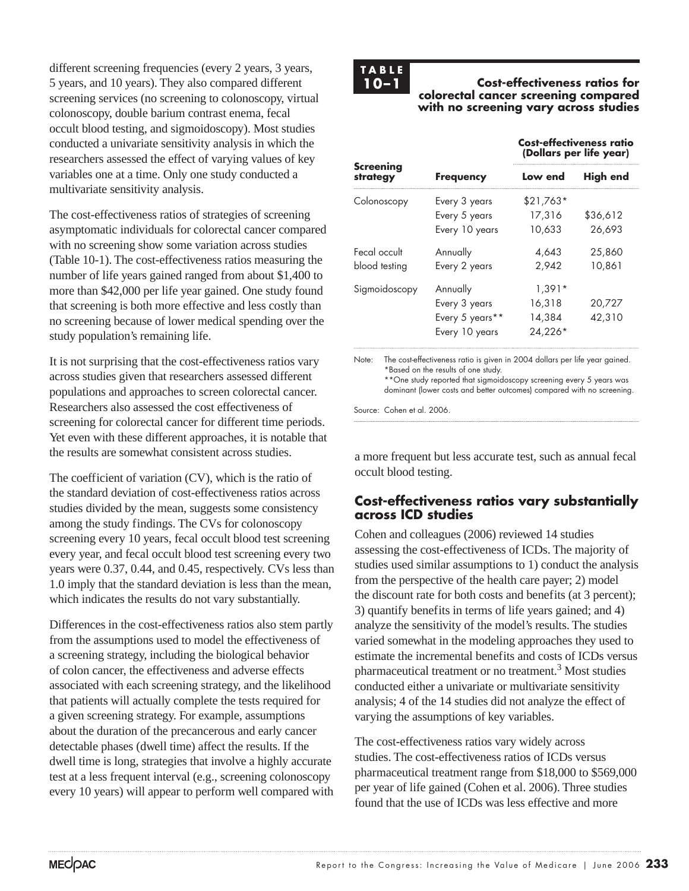different screening frequencies (every 2 years, 3 years, 5 years, and 10 years). They also compared different screening services (no screening to colonoscopy, virtual colonoscopy, double barium contrast enema, fecal occult blood testing, and sigmoidoscopy). Most studies conducted a univariate sensitivity analysis in which the researchers assessed the effect of varying values of key variables one at a time. Only one study conducted a multivariate sensitivity analysis.

The cost-effectiveness ratios of strategies of screening asymptomatic individuals for colorectal cancer compared with no screening show some variation across studies (Table 10-1). The cost-effectiveness ratios measuring the number of life years gained ranged from about $1,400 to more than $42,000 per life year gained. One study found that screening is both more effective and less costly than no screening because of lower medical spending over the study population's remaining life.

It is not surprising that the cost-effectiveness ratios vary across studies given that researchers assessed different populations and approaches to screen colorectal cancer. Researchers also assessed the cost effectiveness of screening for colorectal cancer for different time periods. Yet even with these different approaches, it is notable that the results are somewhat consistent across studies.

The coefficient of variation (CV), which is the ratio of the standard deviation of cost-effectiveness ratios across studies divided by the mean, suggests some consistency among the study findings. The CVs for colonoscopy screening every 10 years, fecal occult blood test screening every year, and fecal occult blood test screening every two years were 0.37, 0.44, and 0.45, respectively. CVs less than 1.0 imply that the standard deviation is less than the mean, which indicates the results do not vary substantially.

Differences in the cost-effectiveness ratios also stem partly from the assumptions used to model the effectiveness of a screening strategy, including the biological behavior of colon cancer, the effectiveness and adverse effects associated with each screening strategy, and the likelihood that patients will actually complete the tests required for a given screening strategy. For example, assumptions about the duration of the precancerous and early cancer detectable phases (dwell time) affect the results. If the dwell time is long, strategies that involve a highly accurate test at a less frequent interval (e.g., screening colonoscopy every 10 years) will appear to perform well compared with a more frequent but less accurate test, such as annual fecal occult blood testing.

**TABLE 10–1**

**Cost-effectiveness ratios for colorectal cancer screening compared with no screening vary across studies**

| Screening strategy | Frequency | Cost-effectiveness ratio (Dollars per life year) Low end | High end |
|---|---|---|---|
| Colonoscopy | Every 3 years | $21,763* | |
| | Every 5 years | 17,316 | $36,612 |
| | Every 10 years | 10,633 | 26,693 |
| Fecal occult blood testing | Annually | 4,643 | 25,860 |
| | Every 2 years | 2,942 | 10,861 |
| Sigmoidoscopy | Annually | 1,391* | |
| | Every 3 years | 16,318 | 20,727 |
| | Every 5 years** | 14,384 | 42,310 |
| | Every 10 years | 24,226* | |

Note: The cost-effectiveness ratio is given in 2004 dollars per life year gained.
*Based on the results of one study.
**One study reported that sigmoidoscopy screening every 5 years was dominant (lower costs and better outcomes) compared with no screening.

Source: Cohen et al. 2006.

## Cost-effectiveness ratios vary substantially across ICD studies

Cohen and colleagues (2006) reviewed 14 studies assessing the cost-effectiveness of ICDs. The majority of studies used similar assumptions to 1) conduct the analysis from the perspective of the health care payer; 2) model the discount rate for both costs and benefits (at 3 percent); 3) quantify benefits in terms of life years gained; and 4) analyze the sensitivity of the model's results. The studies varied somewhat in the modeling approaches they used to estimate the incremental benefits and costs of ICDs versus pharmaceutical treatment or no treatment.[3] Most studies conducted either a univariate or multivariate sensitivity analysis; 4 of the 14 studies did not analyze the effect of varying the assumptions of key variables.

The cost-effectiveness ratios vary widely across studies. The cost-effectiveness ratios of ICDs versus pharmaceutical treatment range from $18,000 to $569,000 per year of life gained (Cohen et al. 2006). Three studies found that the use of ICDs was less effective and more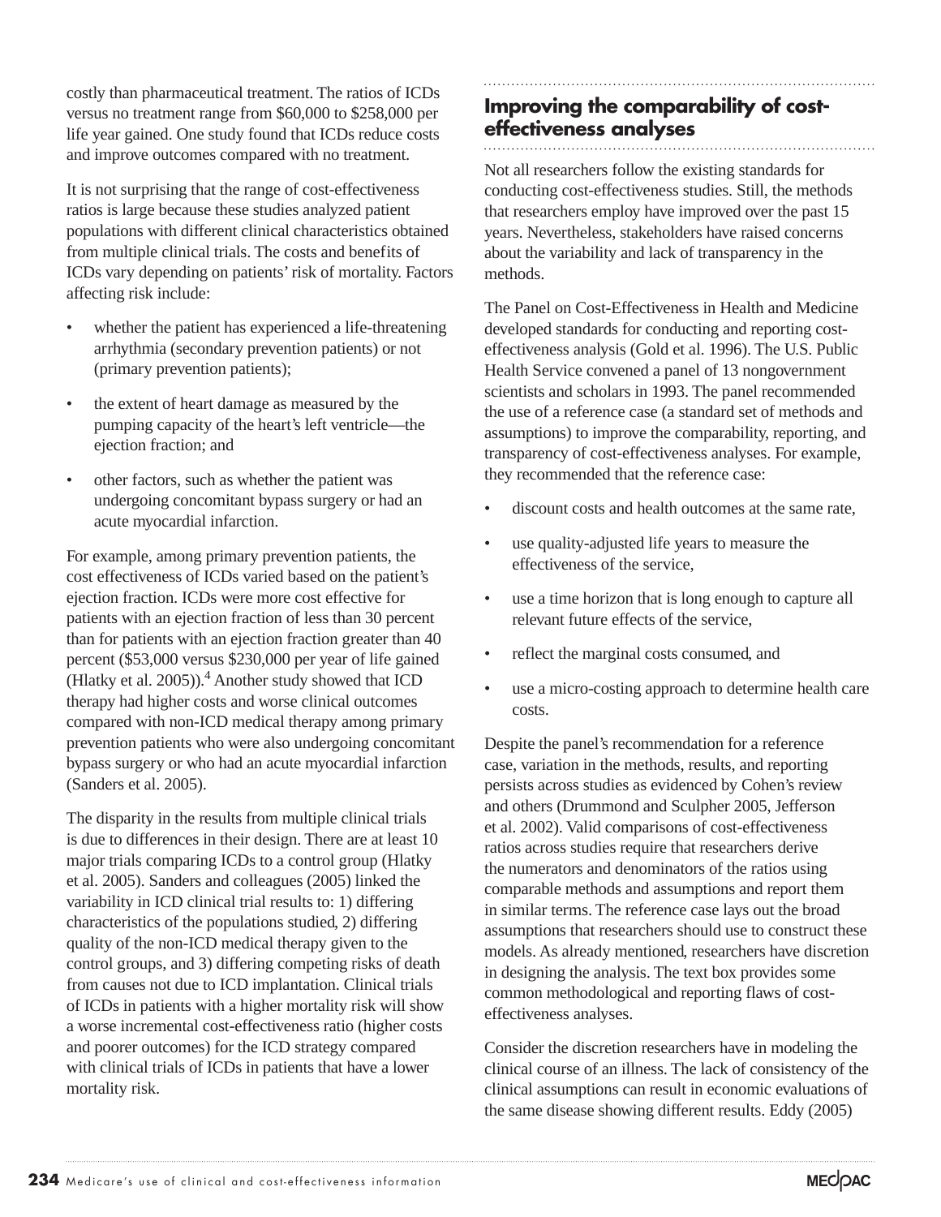costly than pharmaceutical treatment. The ratios of ICDs versus no treatment range from $60,000 to $258,000 per life year gained. One study found that ICDs reduce costs and improve outcomes compared with no treatment.

It is not surprising that the range of cost-effectiveness ratios is large because these studies analyzed patient populations with different clinical characteristics obtained from multiple clinical trials. The costs and benefits of ICDs vary depending on patients' risk of mortality. Factors affecting risk include:

- whether the patient has experienced a life-threatening arrhythmia (secondary prevention patients) or not (primary prevention patients);
- the extent of heart damage as measured by the pumping capacity of the heart's left ventricle—the ejection fraction; and
- other factors, such as whether the patient was undergoing concomitant bypass surgery or had an acute myocardial infarction.

For example, among primary prevention patients, the cost effectiveness of ICDs varied based on the patient's ejection fraction. ICDs were more cost effective for patients with an ejection fraction of less than 30 percent than for patients with an ejection fraction greater than 40 percent ($53,000 versus $230,000 per year of life gained (Hlatky et al. 2005)).[4] Another study showed that ICD therapy had higher costs and worse clinical outcomes compared with non-ICD medical therapy among primary prevention patients who were also undergoing concomitant bypass surgery or who had an acute myocardial infarction (Sanders et al. 2005).

The disparity in the results from multiple clinical trials is due to differences in their design. There are at least 10 major trials comparing ICDs to a control group (Hlatky et al. 2005). Sanders and colleagues (2005) linked the variability in ICD clinical trial results to: 1) differing characteristics of the populations studied, 2) differing quality of the non-ICD medical therapy given to the control groups, and 3) differing competing risks of death from causes not due to ICD implantation. Clinical trials of ICDs in patients with a higher mortality risk will show a worse incremental cost-effectiveness ratio (higher costs and poorer outcomes) for the ICD strategy compared with clinical trials of ICDs in patients that have a lower mortality risk.

## Improving the comparability of cost-effectiveness analyses

Not all researchers follow the existing standards for conducting cost-effectiveness studies. Still, the methods that researchers employ have improved over the past 15 years. Nevertheless, stakeholders have raised concerns about the variability and lack of transparency in the methods.

The Panel on Cost-Effectiveness in Health and Medicine developed standards for conducting and reporting cost-effectiveness analysis (Gold et al. 1996). The U.S. Public Health Service convened a panel of 13 nongovernment scientists and scholars in 1993. The panel recommended the use of a reference case (a standard set of methods and assumptions) to improve the comparability, reporting, and transparency of cost-effectiveness analyses. For example, they recommended that the reference case:

- discount costs and health outcomes at the same rate,
- use quality-adjusted life years to measure the effectiveness of the service,
- use a time horizon that is long enough to capture all relevant future effects of the service,
- reflect the marginal costs consumed, and
- use a micro-costing approach to determine health care costs.

Despite the panel's recommendation for a reference case, variation in the methods, results, and reporting persists across studies as evidenced by Cohen's review and others (Drummond and Sculpher 2005, Jefferson et al. 2002). Valid comparisons of cost-effectiveness ratios across studies require that researchers derive the numerators and denominators of the ratios using comparable methods and assumptions and report them in similar terms. The reference case lays out the broad assumptions that researchers should use to construct these models. As already mentioned, researchers have discretion in designing the analysis. The text box provides some common methodological and reporting flaws of cost-effectiveness analyses.

Consider the discretion researchers have in modeling the clinical course of an illness. The lack of consistency of the clinical assumptions can result in economic evaluations of the same disease showing different results. Eddy (2005)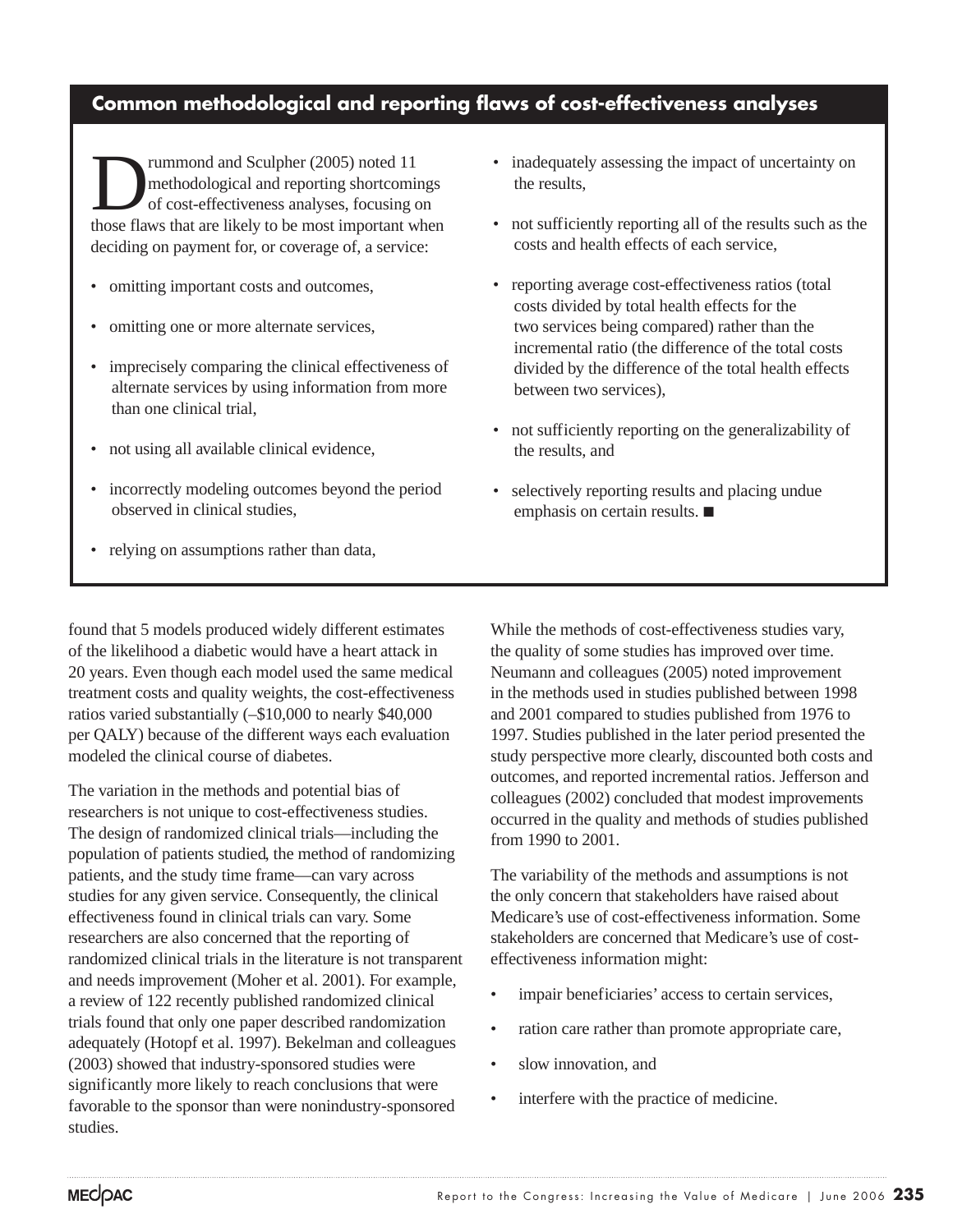## Common methodological and reporting flaws of cost-effectiveness analyses

Drummond and Sculpher (2005) noted 11 methodological and reporting shortcomings of cost-effectiveness analyses, focusing on those flaws that are likely to be most important when deciding on payment for, or coverage of, a service:

- omitting important costs and outcomes,
- omitting one or more alternate services,
- imprecisely comparing the clinical effectiveness of alternate services by using information from more than one clinical trial,
- not using all available clinical evidence,
- incorrectly modeling outcomes beyond the period observed in clinical studies,
- relying on assumptions rather than data,
- inadequately assessing the impact of uncertainty on the results,
- not sufficiently reporting all of the results such as the costs and health effects of each service,
- reporting average cost-effectiveness ratios (total costs divided by total health effects for the two services being compared) rather than the incremental ratio (the difference of the total costs divided by the difference of the total health effects between two services),
- not sufficiently reporting on the generalizability of the results, and
- selectively reporting results and placing undue emphasis on certain results. ■

found that 5 models produced widely different estimates of the likelihood a diabetic would have a heart attack in 20 years. Even though each model used the same medical treatment costs and quality weights, the cost-effectiveness ratios varied substantially (–$10,000 to nearly $40,000 per QALY) because of the different ways each evaluation modeled the clinical course of diabetes.

The variation in the methods and potential bias of researchers is not unique to cost-effectiveness studies. The design of randomized clinical trials—including the population of patients studied, the method of randomizing patients, and the study time frame—can vary across studies for any given service. Consequently, the clinical effectiveness found in clinical trials can vary. Some researchers are also concerned that the reporting of randomized clinical trials in the literature is not transparent and needs improvement (Moher et al. 2001). For example, a review of 122 recently published randomized clinical trials found that only one paper described randomization adequately (Hotopf et al. 1997). Bekelman and colleagues (2003) showed that industry-sponsored studies were significantly more likely to reach conclusions that were favorable to the sponsor than were nonindustry-sponsored studies.

While the methods of cost-effectiveness studies vary, the quality of some studies has improved over time. Neumann and colleagues (2005) noted improvement in the methods used in studies published between 1998 and 2001 compared to studies published from 1976 to 1997. Studies published in the later period presented the study perspective more clearly, discounted both costs and outcomes, and reported incremental ratios. Jefferson and colleagues (2002) concluded that modest improvements occurred in the quality and methods of studies published from 1990 to 2001.

The variability of the methods and assumptions is not the only concern that stakeholders have raised about Medicare's use of cost-effectiveness information. Some stakeholders are concerned that Medicare's use of cost-effectiveness information might:

- impair beneficiaries' access to certain services,
- ration care rather than promote appropriate care,
- slow innovation, and
- interfere with the practice of medicine.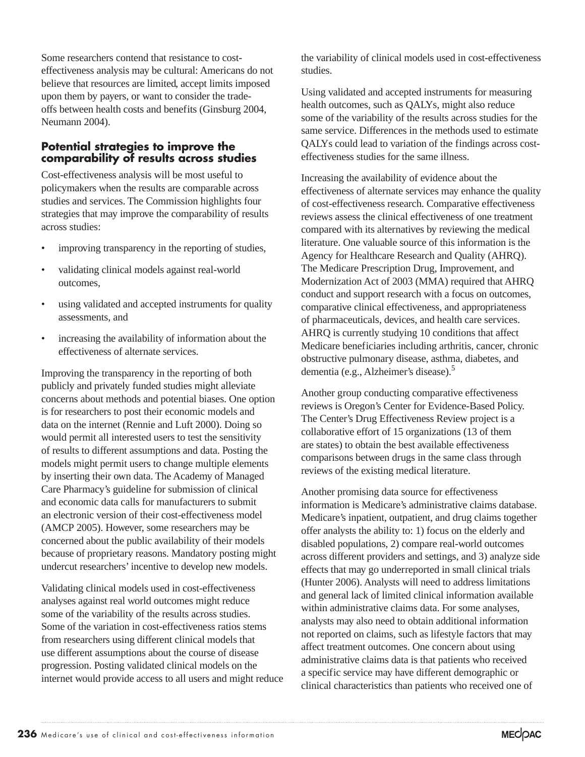Some researchers contend that resistance to cost-effectiveness analysis may be cultural: Americans do not believe that resources are limited, accept limits imposed upon them by payers, or want to consider the trade-offs between health costs and benefits (Ginsburg 2004, Neumann 2004).

### Potential strategies to improve the comparability of results across studies

Cost-effectiveness analysis will be most useful to policymakers when the results are comparable across studies and services. The Commission highlights four strategies that may improve the comparability of results across studies:

- improving transparency in the reporting of studies,
- validating clinical models against real-world outcomes,
- using validated and accepted instruments for quality assessments, and
- increasing the availability of information about the effectiveness of alternate services.

Improving the transparency in the reporting of both publicly and privately funded studies might alleviate concerns about methods and potential biases. One option is for researchers to post their economic models and data on the internet (Rennie and Luft 2000). Doing so would permit all interested users to test the sensitivity of results to different assumptions and data. Posting the models might permit users to change multiple elements by inserting their own data. The Academy of Managed Care Pharmacy's guideline for submission of clinical and economic data calls for manufacturers to submit an electronic version of their cost-effectiveness model (AMCP 2005). However, some researchers may be concerned about the public availability of their models because of proprietary reasons. Mandatory posting might undercut researchers' incentive to develop new models.

Validating clinical models used in cost-effectiveness analyses against real world outcomes might reduce some of the variability of the results across studies. Some of the variation in cost-effectiveness ratios stems from researchers using different clinical models that use different assumptions about the course of disease progression. Posting validated clinical models on the internet would provide access to all users and might reduce the variability of clinical models used in cost-effectiveness studies.

Using validated and accepted instruments for measuring health outcomes, such as QALYs, might also reduce some of the variability of the results across studies for the same service. Differences in the methods used to estimate QALYs could lead to variation of the findings across cost-effectiveness studies for the same illness.

Increasing the availability of evidence about the effectiveness of alternate services may enhance the quality of cost-effectiveness research. Comparative effectiveness reviews assess the clinical effectiveness of one treatment compared with its alternatives by reviewing the medical literature. One valuable source of this information is the Agency for Healthcare Research and Quality (AHRQ). The Medicare Prescription Drug, Improvement, and Modernization Act of 2003 (MMA) required that AHRQ conduct and support research with a focus on outcomes, comparative clinical effectiveness, and appropriateness of pharmaceuticals, devices, and health care services. AHRQ is currently studying 10 conditions that affect Medicare beneficiaries including arthritis, cancer, chronic obstructive pulmonary disease, asthma, diabetes, and dementia (e.g., Alzheimer's disease).[5]

Another group conducting comparative effectiveness reviews is Oregon's Center for Evidence-Based Policy. The Center's Drug Effectiveness Review project is a collaborative effort of 15 organizations (13 of them are states) to obtain the best available effectiveness comparisons between drugs in the same class through reviews of the existing medical literature.

Another promising data source for effectiveness information is Medicare's administrative claims database. Medicare's inpatient, outpatient, and drug claims together offer analysts the ability to: 1) focus on the elderly and disabled populations, 2) compare real-world outcomes across different providers and settings, and 3) analyze side effects that may go underreported in small clinical trials (Hunter 2006). Analysts will need to address limitations and general lack of limited clinical information available within administrative claims data. For some analyses, analysts may also need to obtain additional information not reported on claims, such as lifestyle factors that may affect treatment outcomes. One concern about using administrative claims data is that patients who received a specific service may have different demographic or clinical characteristics than patients who received one of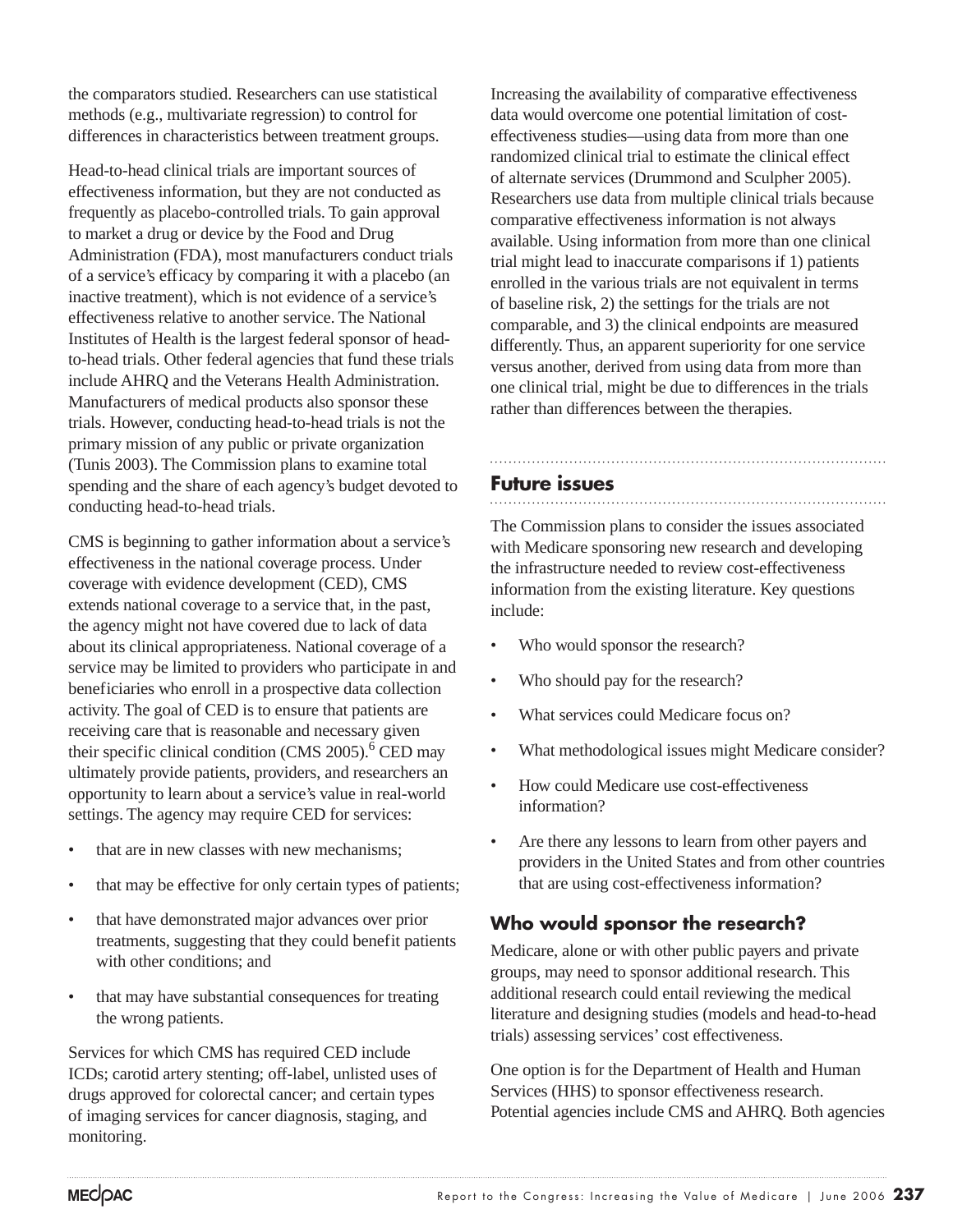the comparators studied. Researchers can use statistical methods (e.g., multivariate regression) to control for differences in characteristics between treatment groups.

Head-to-head clinical trials are important sources of effectiveness information, but they are not conducted as frequently as placebo-controlled trials. To gain approval to market a drug or device by the Food and Drug Administration (FDA), most manufacturers conduct trials of a service's efficacy by comparing it with a placebo (an inactive treatment), which is not evidence of a service's effectiveness relative to another service. The National Institutes of Health is the largest federal sponsor of head-to-head trials. Other federal agencies that fund these trials include AHRQ and the Veterans Health Administration. Manufacturers of medical products also sponsor these trials. However, conducting head-to-head trials is not the primary mission of any public or private organization (Tunis 2003). The Commission plans to examine total spending and the share of each agency's budget devoted to conducting head-to-head trials.

CMS is beginning to gather information about a service's effectiveness in the national coverage process. Under coverage with evidence development (CED), CMS extends national coverage to a service that, in the past, the agency might not have covered due to lack of data about its clinical appropriateness. National coverage of a service may be limited to providers who participate in and beneficiaries who enroll in a prospective data collection activity. The goal of CED is to ensure that patients are receiving care that is reasonable and necessary given their specific clinical condition (CMS 2005).[6] CED may ultimately provide patients, providers, and researchers an opportunity to learn about a service's value in real-world settings. The agency may require CED for services:

- that are in new classes with new mechanisms;
- that may be effective for only certain types of patients;
- that have demonstrated major advances over prior treatments, suggesting that they could benefit patients with other conditions; and
- that may have substantial consequences for treating the wrong patients.

Services for which CMS has required CED include ICDs; carotid artery stenting; off-label, unlisted uses of drugs approved for colorectal cancer; and certain types of imaging services for cancer diagnosis, staging, and monitoring.

Increasing the availability of comparative effectiveness data would overcome one potential limitation of cost-effectiveness studies—using data from more than one randomized clinical trial to estimate the clinical effect of alternate services (Drummond and Sculpher 2005). Researchers use data from multiple clinical trials because comparative effectiveness information is not always available. Using information from more than one clinical trial might lead to inaccurate comparisons if 1) patients enrolled in the various trials are not equivalent in terms of baseline risk, 2) the settings for the trials are not comparable, and 3) the clinical endpoints are measured differently. Thus, an apparent superiority for one service versus another, derived from using data from more than one clinical trial, might be due to differences in the trials rather than differences between the therapies.

## Future issues

The Commission plans to consider the issues associated with Medicare sponsoring new research and developing the infrastructure needed to review cost-effectiveness information from the existing literature. Key questions include:

- Who would sponsor the research?
- Who should pay for the research?
- What services could Medicare focus on?
- What methodological issues might Medicare consider?
- How could Medicare use cost-effectiveness information?
- Are there any lessons to learn from other payers and providers in the United States and from other countries that are using cost-effectiveness information?

### Who would sponsor the research?

Medicare, alone or with other public payers and private groups, may need to sponsor additional research. This additional research could entail reviewing the medical literature and designing studies (models and head-to-head trials) assessing services' cost effectiveness.

One option is for the Department of Health and Human Services (HHS) to sponsor effectiveness research. Potential agencies include CMS and AHRQ. Both agencies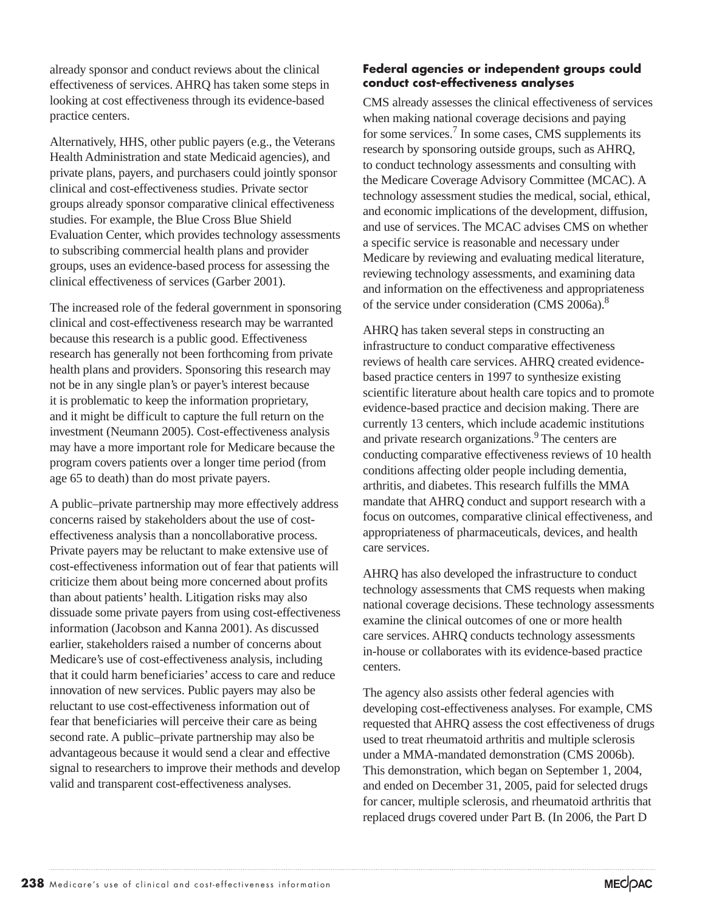already sponsor and conduct reviews about the clinical effectiveness of services. AHRQ has taken some steps in looking at cost effectiveness through its evidence-based practice centers.

Alternatively, HHS, other public payers (e.g., the Veterans Health Administration and state Medicaid agencies), and private plans, payers, and purchasers could jointly sponsor clinical and cost-effectiveness studies. Private sector groups already sponsor comparative clinical effectiveness studies. For example, the Blue Cross Blue Shield Evaluation Center, which provides technology assessments to subscribing commercial health plans and provider groups, uses an evidence-based process for assessing the clinical effectiveness of services (Garber 2001).

The increased role of the federal government in sponsoring clinical and cost-effectiveness research may be warranted because this research is a public good. Effectiveness research has generally not been forthcoming from private health plans and providers. Sponsoring this research may not be in any single plan's or payer's interest because it is problematic to keep the information proprietary, and it might be difficult to capture the full return on the investment (Neumann 2005). Cost-effectiveness analysis may have a more important role for Medicare because the program covers patients over a longer time period (from age 65 to death) than do most private payers.

A public–private partnership may more effectively address concerns raised by stakeholders about the use of cost-effectiveness analysis than a noncollaborative process. Private payers may be reluctant to make extensive use of cost-effectiveness information out of fear that patients will criticize them about being more concerned about profits than about patients' health. Litigation risks may also dissuade some private payers from using cost-effectiveness information (Jacobson and Kanna 2001). As discussed earlier, stakeholders raised a number of concerns about Medicare's use of cost-effectiveness analysis, including that it could harm beneficiaries' access to care and reduce innovation of new services. Public payers may also be reluctant to use cost-effectiveness information out of fear that beneficiaries will perceive their care as being second rate. A public–private partnership may also be advantageous because it would send a clear and effective signal to researchers to improve their methods and develop valid and transparent cost-effectiveness analyses.

### Federal agencies or independent groups could conduct cost-effectiveness analyses

CMS already assesses the clinical effectiveness of services when making national coverage decisions and paying for some services.[7] In some cases, CMS supplements its research by sponsoring outside groups, such as AHRQ, to conduct technology assessments and consulting with the Medicare Coverage Advisory Committee (MCAC). A technology assessment studies the medical, social, ethical, and economic implications of the development, diffusion, and use of services. The MCAC advises CMS on whether a specific service is reasonable and necessary under Medicare by reviewing and evaluating medical literature, reviewing technology assessments, and examining data and information on the effectiveness and appropriateness of the service under consideration (CMS 2006a).[8]

AHRQ has taken several steps in constructing an infrastructure to conduct comparative effectiveness reviews of health care services. AHRQ created evidence-based practice centers in 1997 to synthesize existing scientific literature about health care topics and to promote evidence-based practice and decision making. There are currently 13 centers, which include academic institutions and private research organizations.[9] The centers are conducting comparative effectiveness reviews of 10 health conditions affecting older people including dementia, arthritis, and diabetes. This research fulfills the MMA mandate that AHRQ conduct and support research with a focus on outcomes, comparative clinical effectiveness, and appropriateness of pharmaceuticals, devices, and health care services.

AHRQ has also developed the infrastructure to conduct technology assessments that CMS requests when making national coverage decisions. These technology assessments examine the clinical outcomes of one or more health care services. AHRQ conducts technology assessments in-house or collaborates with its evidence-based practice centers.

The agency also assists other federal agencies with developing cost-effectiveness analyses. For example, CMS requested that AHRQ assess the cost effectiveness of drugs used to treat rheumatoid arthritis and multiple sclerosis under a MMA-mandated demonstration (CMS 2006b). This demonstration, which began on September 1, 2004, and ended on December 31, 2005, paid for selected drugs for cancer, multiple sclerosis, and rheumatoid arthritis that replaced drugs covered under Part B. (In 2006, the Part D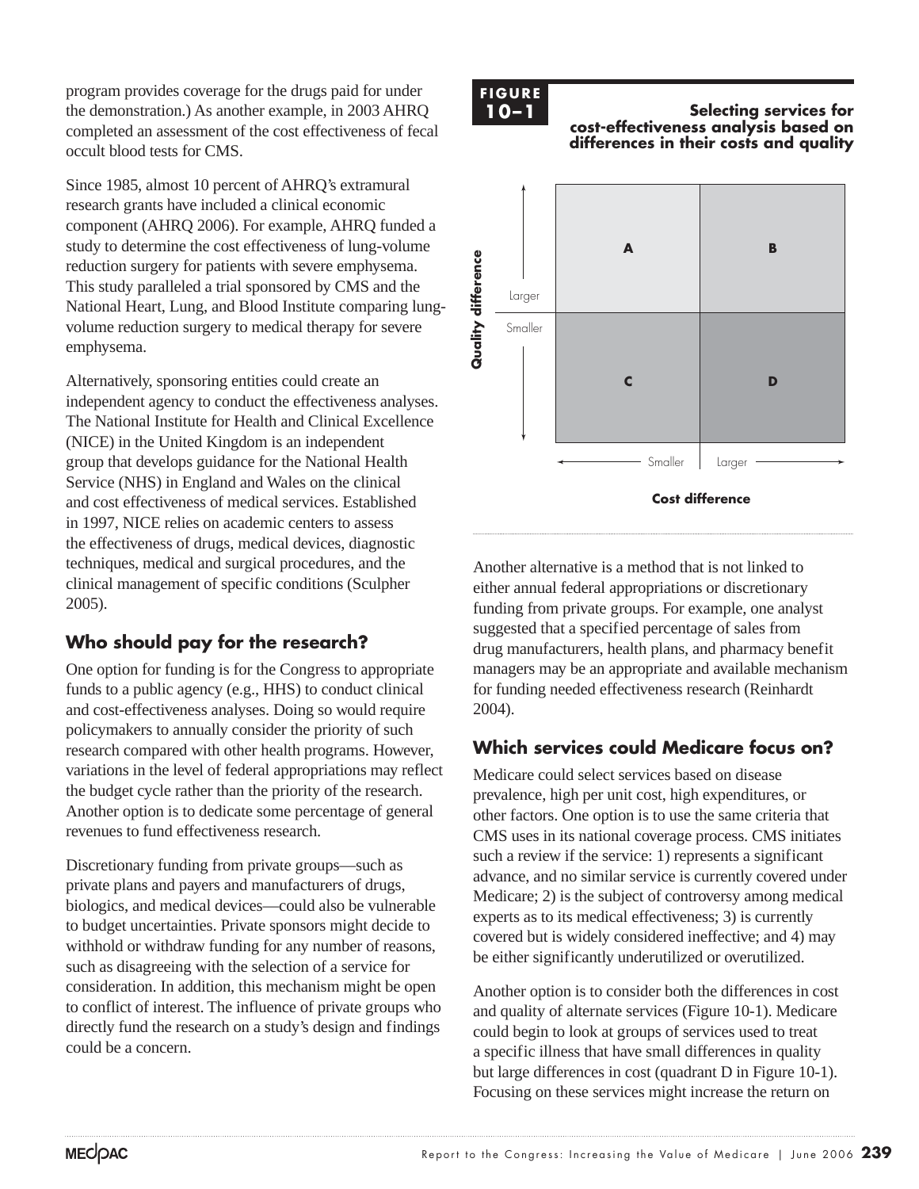program provides coverage for the drugs paid for under the demonstration.) As another example, in 2003 AHRQ completed an assessment of the cost effectiveness of fecal occult blood tests for CMS.

Since 1985, almost 10 percent of AHRQ's extramural research grants have included a clinical economic component (AHRQ 2006). For example, AHRQ funded a study to determine the cost effectiveness of lung-volume reduction surgery for patients with severe emphysema. This study paralleled a trial sponsored by CMS and the National Heart, Lung, and Blood Institute comparing lung-volume reduction surgery to medical therapy for severe emphysema.

Alternatively, sponsoring entities could create an independent agency to conduct the effectiveness analyses. The National Institute for Health and Clinical Excellence (NICE) in the United Kingdom is an independent group that develops guidance for the National Health Service (NHS) in England and Wales on the clinical and cost effectiveness of medical services. Established in 1997, NICE relies on academic centers to assess the effectiveness of drugs, medical devices, diagnostic techniques, medical and surgical procedures, and the clinical management of specific conditions (Sculpher 2005).

## Who should pay for the research?

One option for funding is for the Congress to appropriate funds to a public agency (e.g., HHS) to conduct clinical and cost-effectiveness analyses. Doing so would require policymakers to annually consider the priority of such research compared with other health programs. However, variations in the level of federal appropriations may reflect the budget cycle rather than the priority of the research. Another option is to dedicate some percentage of general revenues to fund effectiveness research.

Discretionary funding from private groups—such as private plans and payers and manufacturers of drugs, biologics, and medical devices—could also be vulnerable to budget uncertainties. Private sponsors might decide to withhold or withdraw funding for any number of reasons, such as disagreeing with the selection of a service for consideration. In addition, this mechanism might be open to conflict of interest. The influence of private groups who directly fund the research on a study's design and findings could be a concern.

**FIGURE 10–1**

**Selecting services for cost-effectiveness analysis based on differences in their costs and quality**

| Quality difference | Cost difference: Smaller | Cost difference: Larger |
|---|---|---|
| Larger | A | B |
| Smaller | C | D |

Another alternative is a method that is not linked to either annual federal appropriations or discretionary funding from private groups. For example, one analyst suggested that a specified percentage of sales from drug manufacturers, health plans, and pharmacy benefit managers may be an appropriate and available mechanism for funding needed effectiveness research (Reinhardt 2004).

## Which services could Medicare focus on?

Medicare could select services based on disease prevalence, high per unit cost, high expenditures, or other factors. One option is to use the same criteria that CMS uses in its national coverage process. CMS initiates such a review if the service: 1) represents a significant advance, and no similar service is currently covered under Medicare; 2) is the subject of controversy among medical experts as to its medical effectiveness; 3) is currently covered but is widely considered ineffective; and 4) may be either significantly underutilized or overutilized.

Another option is to consider both the differences in cost and quality of alternate services (Figure 10-1). Medicare could begin to look at groups of services used to treat a specific illness that have small differences in quality but large differences in cost (quadrant D in Figure 10-1). Focusing on these services might increase the return on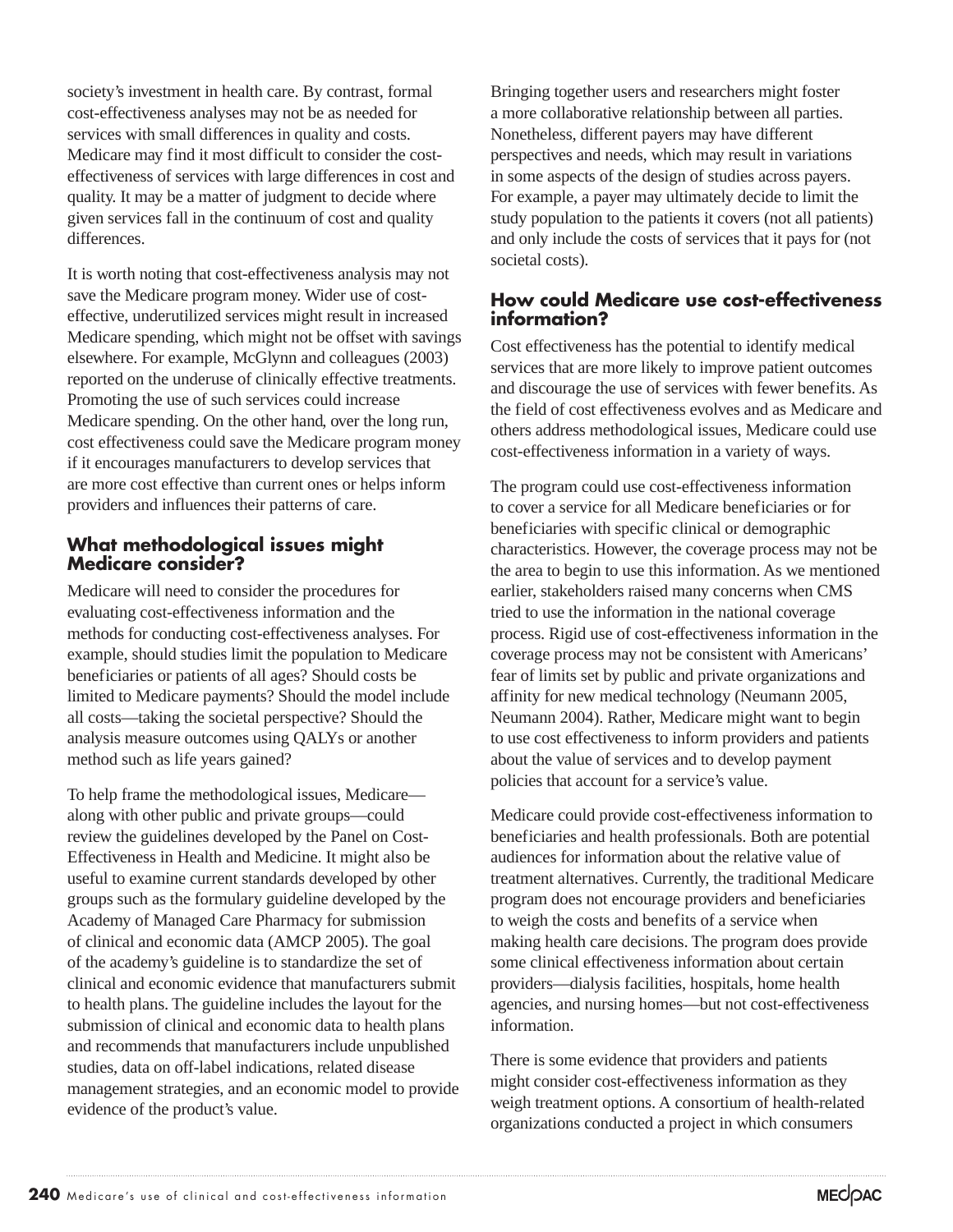society's investment in health care. By contrast, formal cost-effectiveness analyses may not be as needed for services with small differences in quality and costs. Medicare may find it most difficult to consider the cost-effectiveness of services with large differences in cost and quality. It may be a matter of judgment to decide where given services fall in the continuum of cost and quality differences.

It is worth noting that cost-effectiveness analysis may not save the Medicare program money. Wider use of cost-effective, underutilized services might result in increased Medicare spending, which might not be offset with savings elsewhere. For example, McGlynn and colleagues (2003) reported on the underuse of clinically effective treatments. Promoting the use of such services could increase Medicare spending. On the other hand, over the long run, cost effectiveness could save the Medicare program money if it encourages manufacturers to develop services that are more cost effective than current ones or helps inform providers and influences their patterns of care.

### What methodological issues might Medicare consider?

Medicare will need to consider the procedures for evaluating cost-effectiveness information and the methods for conducting cost-effectiveness analyses. For example, should studies limit the population to Medicare beneficiaries or patients of all ages? Should costs be limited to Medicare payments? Should the model include all costs—taking the societal perspective? Should the analysis measure outcomes using QALYs or another method such as life years gained?

To help frame the methodological issues, Medicare—along with other public and private groups—could review the guidelines developed by the Panel on Cost-Effectiveness in Health and Medicine. It might also be useful to examine current standards developed by other groups such as the formulary guideline developed by the Academy of Managed Care Pharmacy for submission of clinical and economic data (AMCP 2005). The goal of the academy's guideline is to standardize the set of clinical and economic evidence that manufacturers submit to health plans. The guideline includes the layout for the submission of clinical and economic data to health plans and recommends that manufacturers include unpublished studies, data on off-label indications, related disease management strategies, and an economic model to provide evidence of the product's value.

Bringing together users and researchers might foster a more collaborative relationship between all parties. Nonetheless, different payers may have different perspectives and needs, which may result in variations in some aspects of the design of studies across payers. For example, a payer may ultimately decide to limit the study population to the patients it covers (not all patients) and only include the costs of services that it pays for (not societal costs).

### How could Medicare use cost-effectiveness information?

Cost effectiveness has the potential to identify medical services that are more likely to improve patient outcomes and discourage the use of services with fewer benefits. As the field of cost effectiveness evolves and as Medicare and others address methodological issues, Medicare could use cost-effectiveness information in a variety of ways.

The program could use cost-effectiveness information to cover a service for all Medicare beneficiaries or for beneficiaries with specific clinical or demographic characteristics. However, the coverage process may not be the area to begin to use this information. As we mentioned earlier, stakeholders raised many concerns when CMS tried to use the information in the national coverage process. Rigid use of cost-effectiveness information in the coverage process may not be consistent with Americans' fear of limits set by public and private organizations and affinity for new medical technology (Neumann 2005, Neumann 2004). Rather, Medicare might want to begin to use cost effectiveness to inform providers and patients about the value of services and to develop payment policies that account for a service's value.

Medicare could provide cost-effectiveness information to beneficiaries and health professionals. Both are potential audiences for information about the relative value of treatment alternatives. Currently, the traditional Medicare program does not encourage providers and beneficiaries to weigh the costs and benefits of a service when making health care decisions. The program does provide some clinical effectiveness information about certain providers—dialysis facilities, hospitals, home health agencies, and nursing homes—but not cost-effectiveness information.

There is some evidence that providers and patients might consider cost-effectiveness information as they weigh treatment options. A consortium of health-related organizations conducted a project in which consumers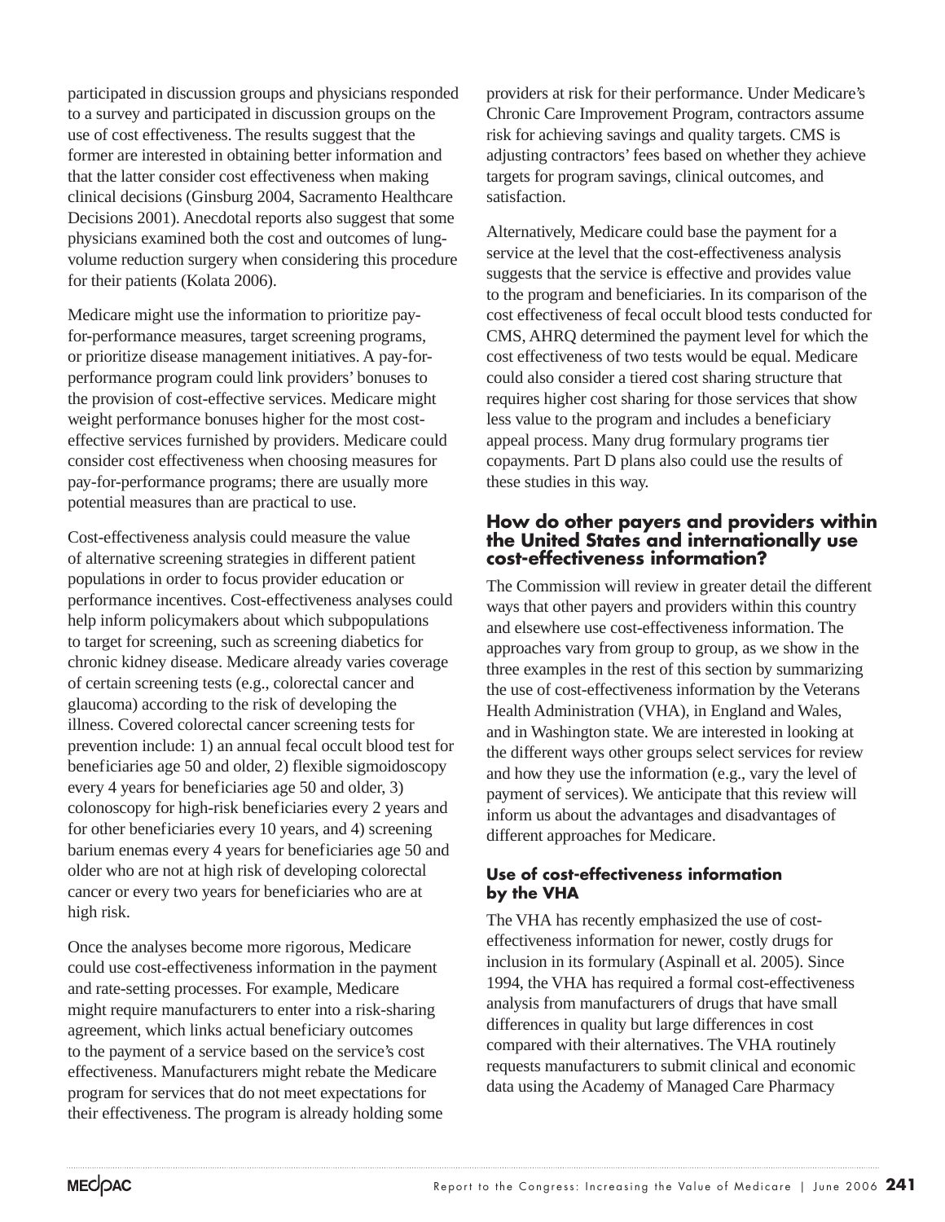participated in discussion groups and physicians responded to a survey and participated in discussion groups on the use of cost effectiveness. The results suggest that the former are interested in obtaining better information and that the latter consider cost effectiveness when making clinical decisions (Ginsburg 2004, Sacramento Healthcare Decisions 2001). Anecdotal reports also suggest that some physicians examined both the cost and outcomes of lung-volume reduction surgery when considering this procedure for their patients (Kolata 2006).

Medicare might use the information to prioritize pay-for-performance measures, target screening programs, or prioritize disease management initiatives. A pay-for-performance program could link providers' bonuses to the provision of cost-effective services. Medicare might weight performance bonuses higher for the most cost-effective services furnished by providers. Medicare could consider cost effectiveness when choosing measures for pay-for-performance programs; there are usually more potential measures than are practical to use.

Cost-effectiveness analysis could measure the value of alternative screening strategies in different patient populations in order to focus provider education or performance incentives. Cost-effectiveness analyses could help inform policymakers about which subpopulations to target for screening, such as screening diabetics for chronic kidney disease. Medicare already varies coverage of certain screening tests (e.g., colorectal cancer and glaucoma) according to the risk of developing the illness. Covered colorectal cancer screening tests for prevention include: 1) an annual fecal occult blood test for beneficiaries age 50 and older, 2) flexible sigmoidoscopy every 4 years for beneficiaries age 50 and older, 3) colonoscopy for high-risk beneficiaries every 2 years and for other beneficiaries every 10 years, and 4) screening barium enemas every 4 years for beneficiaries age 50 and older who are not at high risk of developing colorectal cancer or every two years for beneficiaries who are at high risk.

Once the analyses become more rigorous, Medicare could use cost-effectiveness information in the payment and rate-setting processes. For example, Medicare might require manufacturers to enter into a risk-sharing agreement, which links actual beneficiary outcomes to the payment of a service based on the service's cost effectiveness. Manufacturers might rebate the Medicare program for services that do not meet expectations for their effectiveness. The program is already holding some providers at risk for their performance. Under Medicare's Chronic Care Improvement Program, contractors assume risk for achieving savings and quality targets. CMS is adjusting contractors' fees based on whether they achieve targets for program savings, clinical outcomes, and satisfaction.

Alternatively, Medicare could base the payment for a service at the level that the cost-effectiveness analysis suggests that the service is effective and provides value to the program and beneficiaries. In its comparison of the cost effectiveness of fecal occult blood tests conducted for CMS, AHRQ determined the payment level for which the cost effectiveness of two tests would be equal. Medicare could also consider a tiered cost sharing structure that requires higher cost sharing for those services that show less value to the program and includes a beneficiary appeal process. Many drug formulary programs tier copayments. Part D plans also could use the results of these studies in this way.

## How do other payers and providers within the United States and internationally use cost-effectiveness information?

The Commission will review in greater detail the different ways that other payers and providers within this country and elsewhere use cost-effectiveness information. The approaches vary from group to group, as we show in the three examples in the rest of this section by summarizing the use of cost-effectiveness information by the Veterans Health Administration (VHA), in England and Wales, and in Washington state. We are interested in looking at the different ways other groups select services for review and how they use the information (e.g., vary the level of payment of services). We anticipate that this review will inform us about the advantages and disadvantages of different approaches for Medicare.

### Use of cost-effectiveness information by the VHA

The VHA has recently emphasized the use of cost-effectiveness information for newer, costly drugs for inclusion in its formulary (Aspinall et al. 2005). Since 1994, the VHA has required a formal cost-effectiveness analysis from manufacturers of drugs that have small differences in quality but large differences in cost compared with their alternatives. The VHA routinely requests manufacturers to submit clinical and economic data using the Academy of Managed Care Pharmacy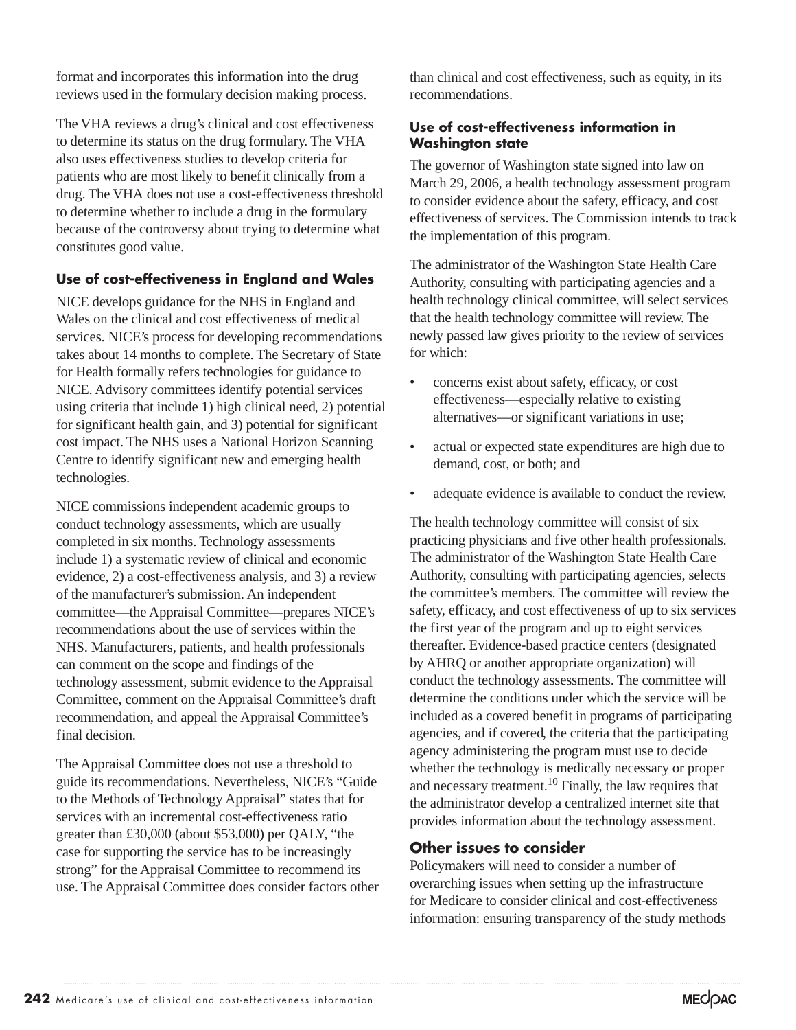format and incorporates this information into the drug reviews used in the formulary decision making process.

The VHA reviews a drug's clinical and cost effectiveness to determine its status on the drug formulary. The VHA also uses effectiveness studies to develop criteria for patients who are most likely to benefit clinically from a drug. The VHA does not use a cost-effectiveness threshold to determine whether to include a drug in the formulary because of the controversy about trying to determine what constitutes good value.

#### Use of cost-effectiveness in England and Wales

NICE develops guidance for the NHS in England and Wales on the clinical and cost effectiveness of medical services. NICE's process for developing recommendations takes about 14 months to complete. The Secretary of State for Health formally refers technologies for guidance to NICE. Advisory committees identify potential services using criteria that include 1) high clinical need, 2) potential for significant health gain, and 3) potential for significant cost impact. The NHS uses a National Horizon Scanning Centre to identify significant new and emerging health technologies.

NICE commissions independent academic groups to conduct technology assessments, which are usually completed in six months. Technology assessments include 1) a systematic review of clinical and economic evidence, 2) a cost-effectiveness analysis, and 3) a review of the manufacturer's submission. An independent committee—the Appraisal Committee—prepares NICE's recommendations about the use of services within the NHS. Manufacturers, patients, and health professionals can comment on the scope and findings of the technology assessment, submit evidence to the Appraisal Committee, comment on the Appraisal Committee's draft recommendation, and appeal the Appraisal Committee's final decision.

The Appraisal Committee does not use a threshold to guide its recommendations. Nevertheless, NICE's "Guide to the Methods of Technology Appraisal" states that for services with an incremental cost-effectiveness ratio greater than £30,000 (about $53,000) per QALY, "the case for supporting the service has to be increasingly strong" for the Appraisal Committee to recommend its use. The Appraisal Committee does consider factors other than clinical and cost effectiveness, such as equity, in its recommendations.

#### Use of cost-effectiveness information in Washington state

The governor of Washington state signed into law on March 29, 2006, a health technology assessment program to consider evidence about the safety, efficacy, and cost effectiveness of services. The Commission intends to track the implementation of this program.

The administrator of the Washington State Health Care Authority, consulting with participating agencies and a health technology clinical committee, will select services that the health technology committee will review. The newly passed law gives priority to the review of services for which:

- concerns exist about safety, efficacy, or cost effectiveness—especially relative to existing alternatives—or significant variations in use;
- actual or expected state expenditures are high due to demand, cost, or both; and
- adequate evidence is available to conduct the review.

The health technology committee will consist of six practicing physicians and five other health professionals. The administrator of the Washington State Health Care Authority, consulting with participating agencies, selects the committee's members. The committee will review the safety, efficacy, and cost effectiveness of up to six services the first year of the program and up to eight services thereafter. Evidence-based practice centers (designated by AHRQ or another appropriate organization) will conduct the technology assessments. The committee will determine the conditions under which the service will be included as a covered benefit in programs of participating agencies, and if covered, the criteria that the participating agency administering the program must use to decide whether the technology is medically necessary or proper and necessary treatment.[10] Finally, the law requires that the administrator develop a centralized internet site that provides information about the technology assessment.

### Other issues to consider

Policymakers will need to consider a number of overarching issues when setting up the infrastructure for Medicare to consider clinical and cost-effectiveness information: ensuring transparency of the study methods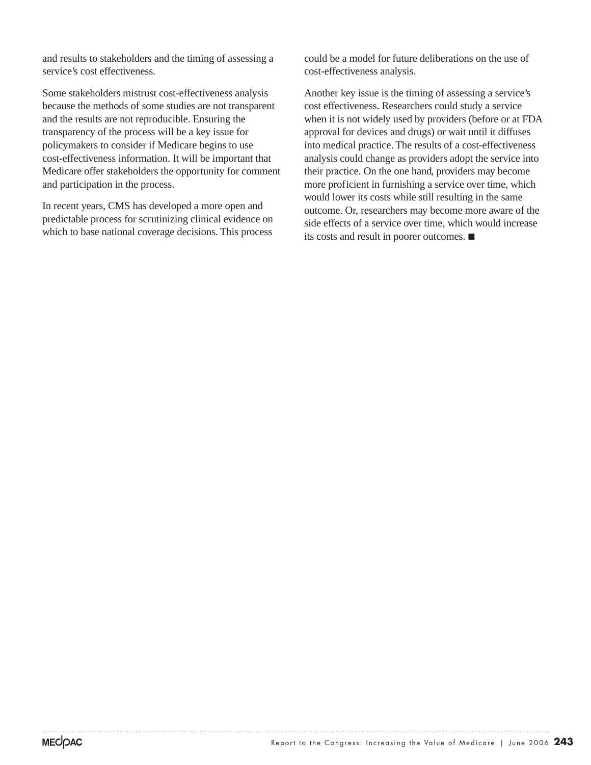and results to stakeholders and the timing of assessing a service's cost effectiveness.

Some stakeholders mistrust cost-effectiveness analysis because the methods of some studies are not transparent and the results are not reproducible. Ensuring the transparency of the process will be a key issue for policymakers to consider if Medicare begins to use cost-effectiveness information. It will be important that Medicare offer stakeholders the opportunity for comment and participation in the process.

In recent years, CMS has developed a more open and predictable process for scrutinizing clinical evidence on which to base national coverage decisions. This process could be a model for future deliberations on the use of cost-effectiveness analysis.

Another key issue is the timing of assessing a service's cost effectiveness. Researchers could study a service when it is not widely used by providers (before or at FDA approval for devices and drugs) or wait until it diffuses into medical practice. The results of a cost-effectiveness analysis could change as providers adopt the service into their practice. On the one hand, providers may become more proficient in furnishing a service over time, which would lower its costs while still resulting in the same outcome. Or, researchers may become more aware of the side effects of a service over time, which would increase its costs and result in poorer outcomes. ■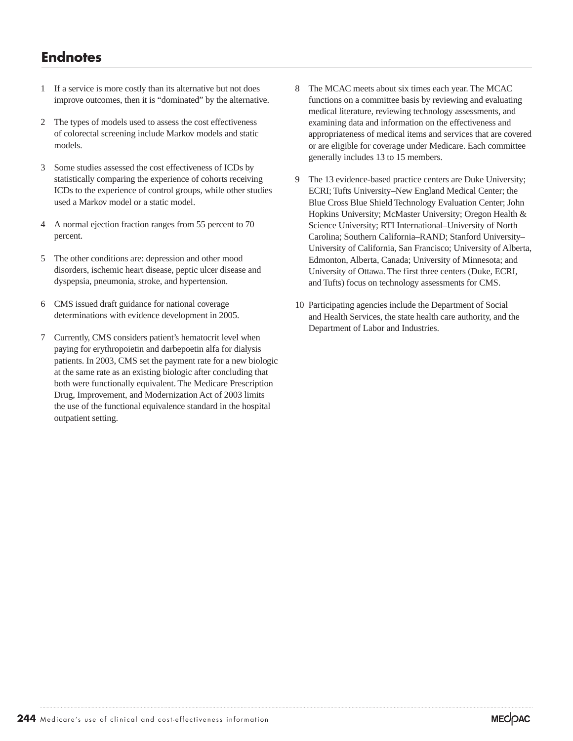## Endnotes

1 If a service is more costly than its alternative but not does improve outcomes, then it is "dominated" by the alternative.

2 The types of models used to assess the cost effectiveness of colorectal screening include Markov models and static models.

3 Some studies assessed the cost effectiveness of ICDs by statistically comparing the experience of cohorts receiving ICDs to the experience of control groups, while other studies used a Markov model or a static model.

4 A normal ejection fraction ranges from 55 percent to 70 percent.

5 The other conditions are: depression and other mood disorders, ischemic heart disease, peptic ulcer disease and dyspepsia, pneumonia, stroke, and hypertension.

6 CMS issued draft guidance for national coverage determinations with evidence development in 2005.

7 Currently, CMS considers patient's hematocrit level when paying for erythropoietin and darbepoetin alfa for dialysis patients. In 2003, CMS set the payment rate for a new biologic at the same rate as an existing biologic after concluding that both were functionally equivalent. The Medicare Prescription Drug, Improvement, and Modernization Act of 2003 limits the use of the functional equivalence standard in the hospital outpatient setting.

8 The MCAC meets about six times each year. The MCAC functions on a committee basis by reviewing and evaluating medical literature, reviewing technology assessments, and examining data and information on the effectiveness and appropriateness of medical items and services that are covered or are eligible for coverage under Medicare. Each committee generally includes 13 to 15 members.

9 The 13 evidence-based practice centers are Duke University; ECRI; Tufts University–New England Medical Center; the Blue Cross Blue Shield Technology Evaluation Center; John Hopkins University; McMaster University; Oregon Health & Science University; RTI International–University of North Carolina; Southern California–RAND; Stanford University–University of California, San Francisco; University of Alberta, Edmonton, Alberta, Canada; University of Minnesota; and University of Ottawa. The first three centers (Duke, ECRI, and Tufts) focus on technology assessments for CMS.

10 Participating agencies include the Department of Social and Health Services, the state health care authority, and the Department of Labor and Industries.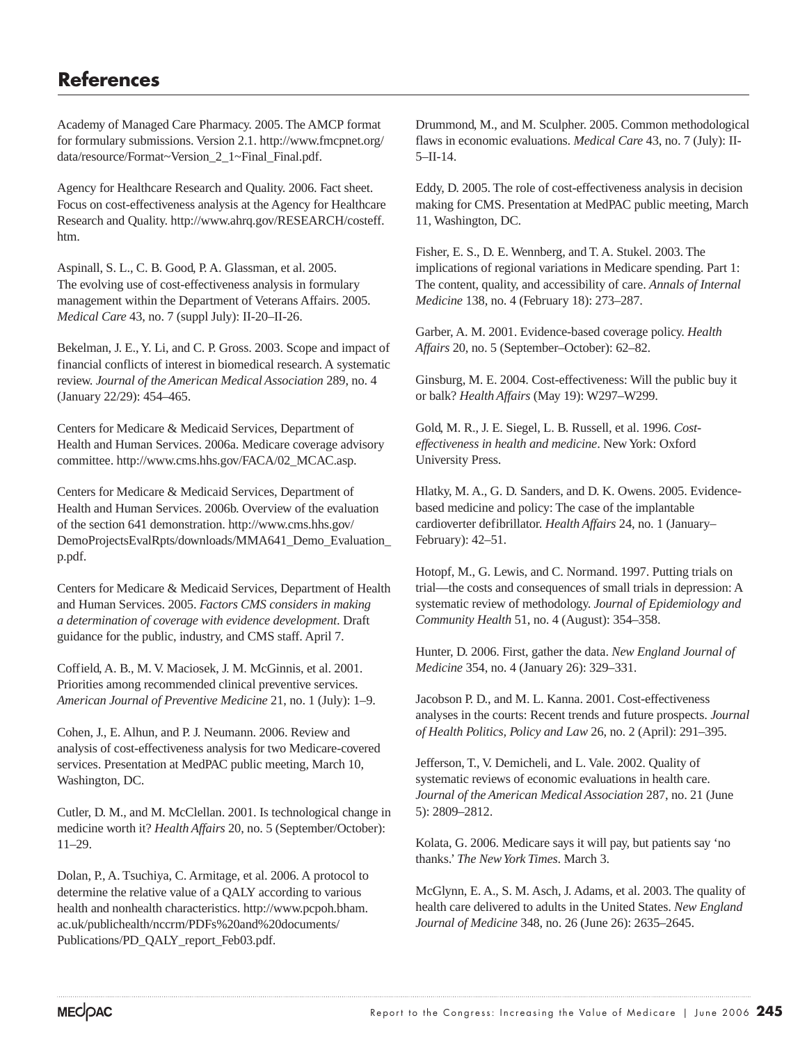# References

Academy of Managed Care Pharmacy. 2005. The AMCP format for formulary submissions. Version 2.1. http://www.fmcpnet.org/data/resource/Format~Version_2_1~Final_Final.pdf.

Agency for Healthcare Research and Quality. 2006. Fact sheet. Focus on cost-effectiveness analysis at the Agency for Healthcare Research and Quality. http://www.ahrq.gov/RESEARCH/costeff.htm.

Aspinall, S. L., C. B. Good, P. A. Glassman, et al. 2005. The evolving use of cost-effectiveness analysis in formulary management within the Department of Veterans Affairs. 2005. *Medical Care* 43, no. 7 (suppl July): II-20–II-26.

Bekelman, J. E., Y. Li, and C. P. Gross. 2003. Scope and impact of financial conflicts of interest in biomedical research. A systematic review. *Journal of the American Medical Association* 289, no. 4 (January 22/29): 454–465.

Centers for Medicare & Medicaid Services, Department of Health and Human Services. 2006a. Medicare coverage advisory committee. http://www.cms.hhs.gov/FACA/02_MCAC.asp.

Centers for Medicare & Medicaid Services, Department of Health and Human Services. 2006b. Overview of the evaluation of the section 641 demonstration. http://www.cms.hhs.gov/DemoProjectsEvalRpts/downloads/MMA641_Demo_Evaluation_p.pdf.

Centers for Medicare & Medicaid Services, Department of Health and Human Services. 2005. *Factors CMS considers in making a determination of coverage with evidence development*. Draft guidance for the public, industry, and CMS staff. April 7.

Coffield, A. B., M. V. Maciosek, J. M. McGinnis, et al. 2001. Priorities among recommended clinical preventive services. *American Journal of Preventive Medicine* 21, no. 1 (July): 1–9.

Cohen, J., E. Alhun, and P. J. Neumann. 2006. Review and analysis of cost-effectiveness analysis for two Medicare-covered services. Presentation at MedPAC public meeting, March 10, Washington, DC.

Cutler, D. M., and M. McClellan. 2001. Is technological change in medicine worth it? *Health Affairs* 20, no. 5 (September/October): 11–29.

Dolan, P., A. Tsuchiya, C. Armitage, et al. 2006. A protocol to determine the relative value of a QALY according to various health and nonhealth characteristics. http://www.pcpoh.bham.ac.uk/publichealth/nccrm/PDFs%20and%20documents/Publications/PD_QALY_report_Feb03.pdf.

Drummond, M., and M. Sculpher. 2005. Common methodological flaws in economic evaluations. *Medical Care* 43, no. 7 (July): II-5–II-14.

Eddy, D. 2005. The role of cost-effectiveness analysis in decision making for CMS. Presentation at MedPAC public meeting, March 11, Washington, DC.

Fisher, E. S., D. E. Wennberg, and T. A. Stukel. 2003. The implications of regional variations in Medicare spending. Part 1: The content, quality, and accessibility of care. *Annals of Internal Medicine* 138, no. 4 (February 18): 273–287.

Garber, A. M. 2001. Evidence-based coverage policy. *Health Affairs* 20, no. 5 (September–October): 62–82.

Ginsburg, M. E. 2004. Cost-effectiveness: Will the public buy it or balk? *Health Affairs* (May 19): W297–W299.

Gold, M. R., J. E. Siegel, L. B. Russell, et al. 1996. *Cost-effectiveness in health and medicine*. New York: Oxford University Press.

Hlatky, M. A., G. D. Sanders, and D. K. Owens. 2005. Evidence-based medicine and policy: The case of the implantable cardioverter defibrillator. *Health Affairs* 24, no. 1 (January–February): 42–51.

Hotopf, M., G. Lewis, and C. Normand. 1997. Putting trials on trial—the costs and consequences of small trials in depression: A systematic review of methodology. *Journal of Epidemiology and Community Health* 51, no. 4 (August): 354–358.

Hunter, D. 2006. First, gather the data. *New England Journal of Medicine* 354, no. 4 (January 26): 329–331.

Jacobson P. D., and M. L. Kanna. 2001. Cost-effectiveness analyses in the courts: Recent trends and future prospects. *Journal of Health Politics, Policy and Law* 26, no. 2 (April): 291–395.

Jefferson, T., V. Demicheli, and L. Vale. 2002. Quality of systematic reviews of economic evaluations in health care. *Journal of the American Medical Association* 287, no. 21 (June 5): 2809–2812.

Kolata, G. 2006. Medicare says it will pay, but patients say 'no thanks.' *The New York Times*. March 3.

McGlynn, E. A., S. M. Asch, J. Adams, et al. 2003. The quality of health care delivered to adults in the United States. *New England Journal of Medicine* 348, no. 26 (June 26): 2635–2645.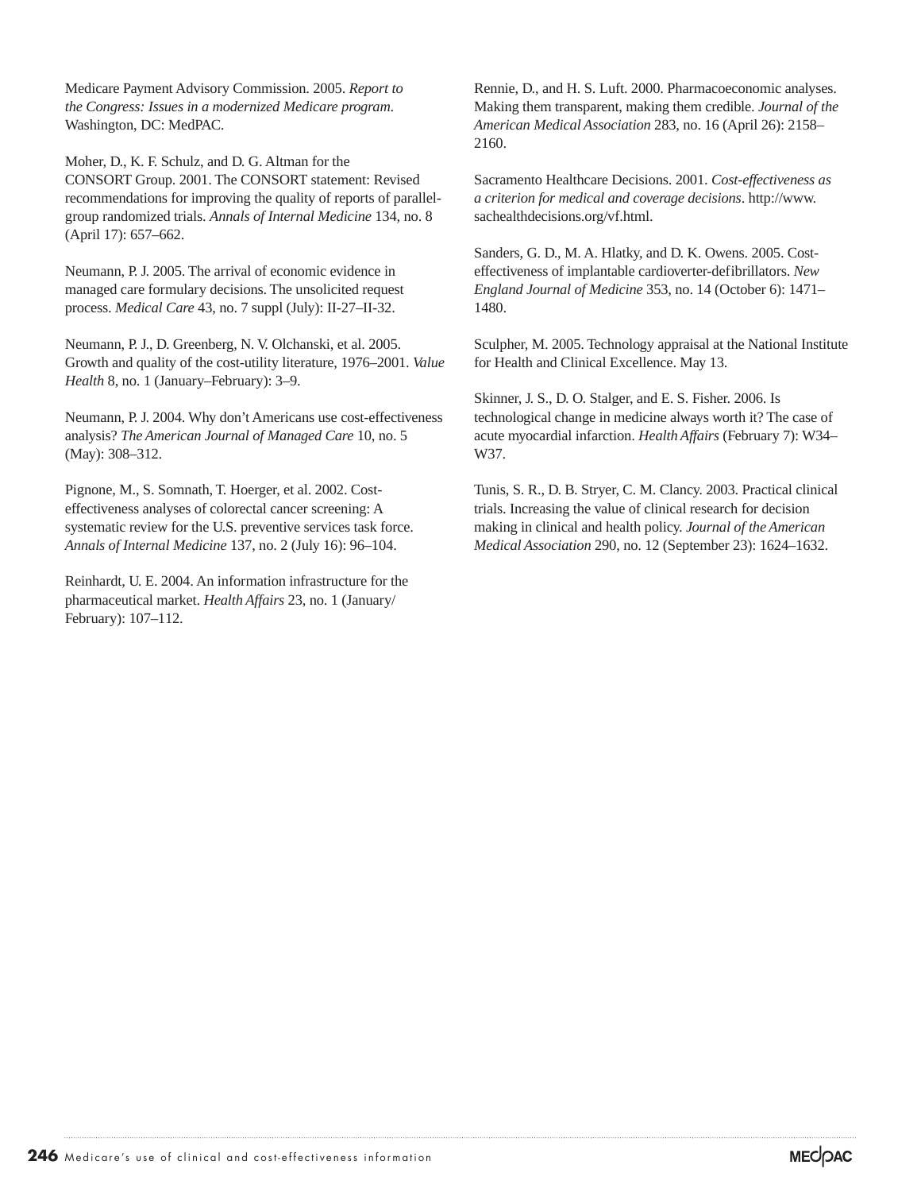Medicare Payment Advisory Commission. 2005. *Report to the Congress: Issues in a modernized Medicare program*. Washington, DC: MedPAC.

Moher, D., K. F. Schulz, and D. G. Altman for the CONSORT Group. 2001. The CONSORT statement: Revised recommendations for improving the quality of reports of parallel-group randomized trials. *Annals of Internal Medicine* 134, no. 8 (April 17): 657–662.

Neumann, P. J. 2005. The arrival of economic evidence in managed care formulary decisions. The unsolicited request process. *Medical Care* 43, no. 7 suppl (July): II-27–II-32.

Neumann, P. J., D. Greenberg, N. V. Olchanski, et al. 2005. Growth and quality of the cost-utility literature, 1976–2001. *Value Health* 8, no. 1 (January–February): 3–9.

Neumann, P. J. 2004. Why don't Americans use cost-effectiveness analysis? *The American Journal of Managed Care* 10, no. 5 (May): 308–312.

Pignone, M., S. Somnath, T. Hoerger, et al. 2002. Cost-effectiveness analyses of colorectal cancer screening: A systematic review for the U.S. preventive services task force. *Annals of Internal Medicine* 137, no. 2 (July 16): 96–104.

Reinhardt, U. E. 2004. An information infrastructure for the pharmaceutical market. *Health Affairs* 23, no. 1 (January/February): 107–112.

Rennie, D., and H. S. Luft. 2000. Pharmacoeconomic analyses. Making them transparent, making them credible. *Journal of the American Medical Association* 283, no. 16 (April 26): 2158–2160.

Sacramento Healthcare Decisions. 2001. *Cost-effectiveness as a criterion for medical and coverage decisions*. http://www.sachealthdecisions.org/vf.html.

Sanders, G. D., M. A. Hlatky, and D. K. Owens. 2005. Cost-effectiveness of implantable cardioverter-defibrillators. *New England Journal of Medicine* 353, no. 14 (October 6): 1471–1480.

Sculpher, M. 2005. Technology appraisal at the National Institute for Health and Clinical Excellence. May 13.

Skinner, J. S., D. O. Stalger, and E. S. Fisher. 2006. Is technological change in medicine always worth it? The case of acute myocardial infarction. *Health Affairs* (February 7): W34–W37.

Tunis, S. R., D. B. Stryer, C. M. Clancy. 2003. Practical clinical trials. Increasing the value of clinical research for decision making in clinical and health policy. *Journal of the American Medical Association* 290, no. 12 (September 23): 1624–1632.